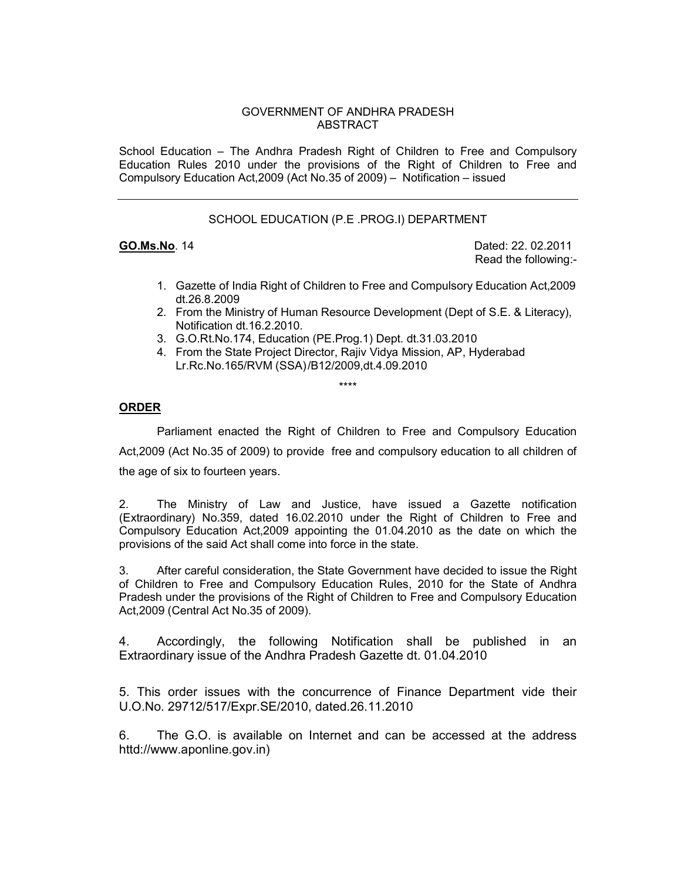GOVERNMENT OF ANDHRA PRADESH
ABSTRACT

School Education – The Andhra Pradesh Right of Children to Free and Compulsory Education Rules 2010 under the provisions of the Right of Children to Free and Compulsory Education Act,2009 (Act No.35 of 2009) – Notification – issued

---

SCHOOL EDUCATION (P.E .PROG.I) DEPARTMENT

**GO.Ms.No**. 14 Dated: 22. 02.2011

Read the following:-

1. Gazette of India Right of Children to Free and Compulsory Education Act,2009 dt.26.8.2009
2. From the Ministry of Human Resource Development (Dept of S.E. & Literacy), Notification dt.16.2.2010.
3. G.O.Rt.No.174, Education (PE.Prog.1) Dept. dt.31.03.2010
4. From the State Project Director, Rajiv Vidya Mission, AP, Hyderabad Lr.Rc.No.165/RVM (SSA)/B12/2009,dt.4.09.2010

\*\*\*\*

**ORDER**

Parliament enacted the Right of Children to Free and Compulsory Education Act,2009 (Act No.35 of 2009) to provide free and compulsory education to all children of the age of six to fourteen years.

2. The Ministry of Law and Justice, have issued a Gazette notification (Extraordinary) No.359, dated 16.02.2010 under the Right of Children to Free and Compulsory Education Act,2009 appointing the 01.04.2010 as the date on which the provisions of the said Act shall come into force in the state.

3. After careful consideration, the State Government have decided to issue the Right of Children to Free and Compulsory Education Rules, 2010 for the State of Andhra Pradesh under the provisions of the Right of Children to Free and Compulsory Education Act,2009 (Central Act No.35 of 2009).

4. Accordingly, the following Notification shall be published in an Extraordinary issue of the Andhra Pradesh Gazette dt. 01.04.2010

5. This order issues with the concurrence of Finance Department vide their U.O.No. 29712/517/Expr.SE/2010, dated.26.11.2010

6. The G.O. is available on Internet and can be accessed at the address httd://www.aponline.gov.in)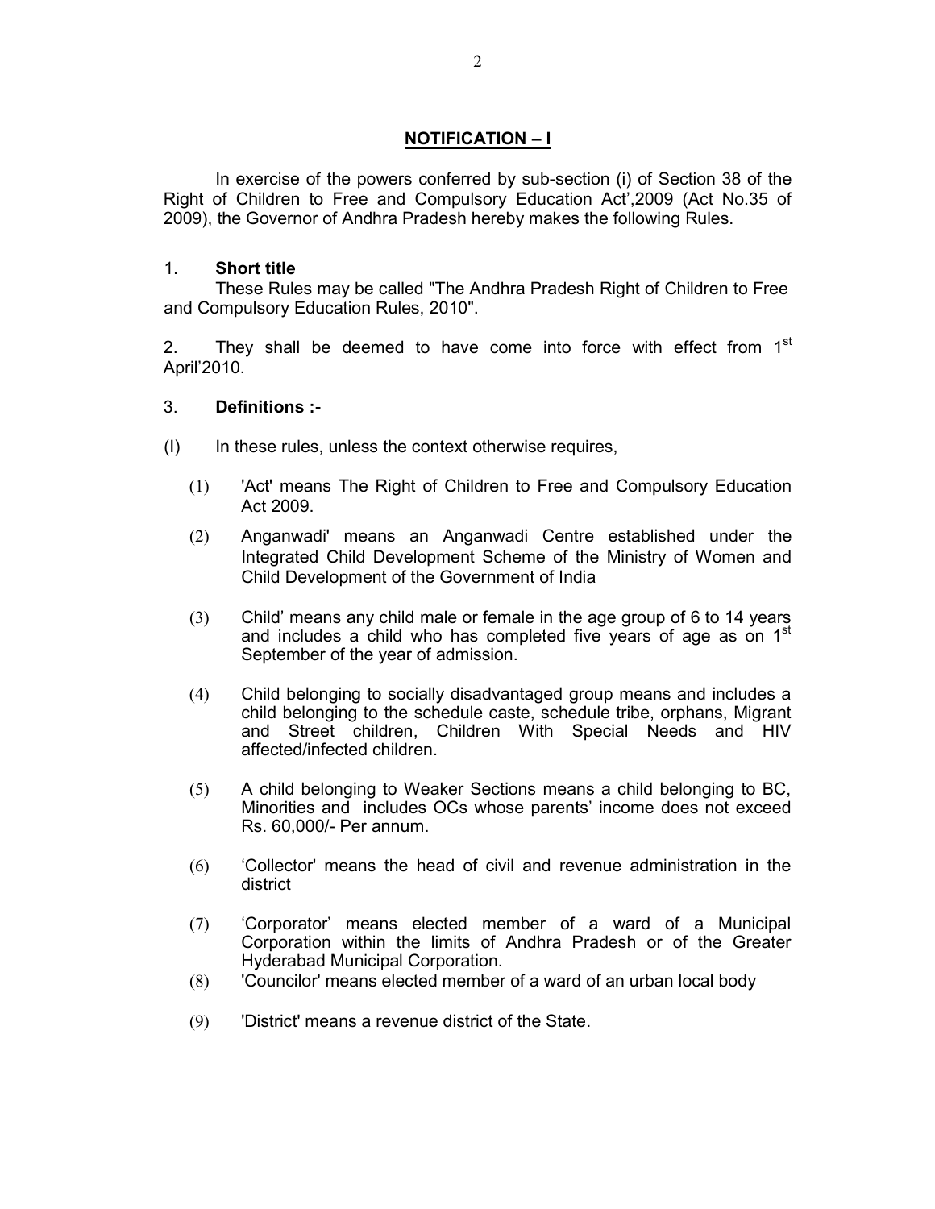## NOTIFICATION – I

In exercise of the powers conferred by sub-section (i) of Section 38 of the Right of Children to Free and Compulsory Education Act',2009 (Act No.35 of 2009), the Governor of Andhra Pradesh hereby makes the following Rules.

1. **Short title**

These Rules may be called "The Andhra Pradesh Right of Children to Free and Compulsory Education Rules, 2010".

2. They shall be deemed to have come into force with effect from 1st April'2010.

3. **Definitions :-**

(I) In these rules, unless the context otherwise requires,

(1) 'Act' means The Right of Children to Free and Compulsory Education Act 2009.

(2) Anganwadi' means an Anganwadi Centre established under the Integrated Child Development Scheme of the Ministry of Women and Child Development of the Government of India

(3) Child' means any child male or female in the age group of 6 to 14 years and includes a child who has completed five years of age as on 1st September of the year of admission.

(4) Child belonging to socially disadvantaged group means and includes a child belonging to the schedule caste, schedule tribe, orphans, Migrant and Street children, Children With Special Needs and HIV affected/infected children.

(5) A child belonging to Weaker Sections means a child belonging to BC, Minorities and includes OCs whose parents' income does not exceed Rs. 60,000/- Per annum.

(6) 'Collector' means the head of civil and revenue administration in the district

(7) 'Corporator' means elected member of a ward of a Municipal Corporation within the limits of Andhra Pradesh or of the Greater Hyderabad Municipal Corporation.

(8) 'Councilor' means elected member of a ward of an urban local body

(9) 'District' means a revenue district of the State.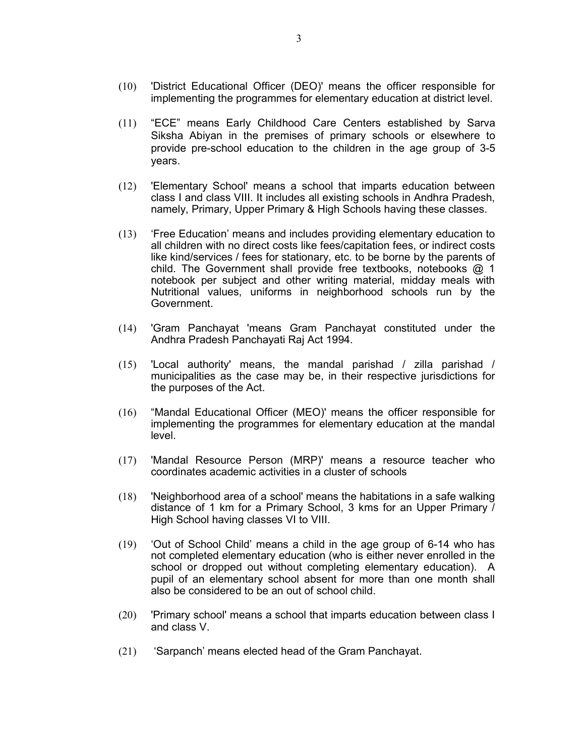(10) 'District Educational Officer (DEO)' means the officer responsible for implementing the programmes for elementary education at district level.

(11) "ECE" means Early Childhood Care Centers established by Sarva Siksha Abiyan in the premises of primary schools or elsewhere to provide pre-school education to the children in the age group of 3-5 years.

(12) 'Elementary School' means a school that imparts education between class I and class VIII. It includes all existing schools in Andhra Pradesh, namely, Primary, Upper Primary & High Schools having these classes.

(13) 'Free Education' means and includes providing elementary education to all children with no direct costs like fees/capitation fees, or indirect costs like kind/services / fees for stationary, etc. to be borne by the parents of child. The Government shall provide free textbooks, notebooks @ 1 notebook per subject and other writing material, midday meals with Nutritional values, uniforms in neighborhood schools run by the Government.

(14) 'Gram Panchayat 'means Gram Panchayat constituted under the Andhra Pradesh Panchayati Raj Act 1994.

(15) 'Local authority' means, the mandal parishad / zilla parishad / municipalities as the case may be, in their respective jurisdictions for the purposes of the Act.

(16) "Mandal Educational Officer (MEO)' means the officer responsible for implementing the programmes for elementary education at the mandal level.

(17) 'Mandal Resource Person (MRP)' means a resource teacher who coordinates academic activities in a cluster of schools

(18) 'Neighborhood area of a school' means the habitations in a safe walking distance of 1 km for a Primary School, 3 kms for an Upper Primary / High School having classes VI to VIII.

(19) 'Out of School Child' means a child in the age group of 6-14 who has not completed elementary education (who is either never enrolled in the school or dropped out without completing elementary education). A pupil of an elementary school absent for more than one month shall also be considered to be an out of school child.

(20) 'Primary school' means a school that imparts education between class I and class V.

(21) 'Sarpanch' means elected head of the Gram Panchayat.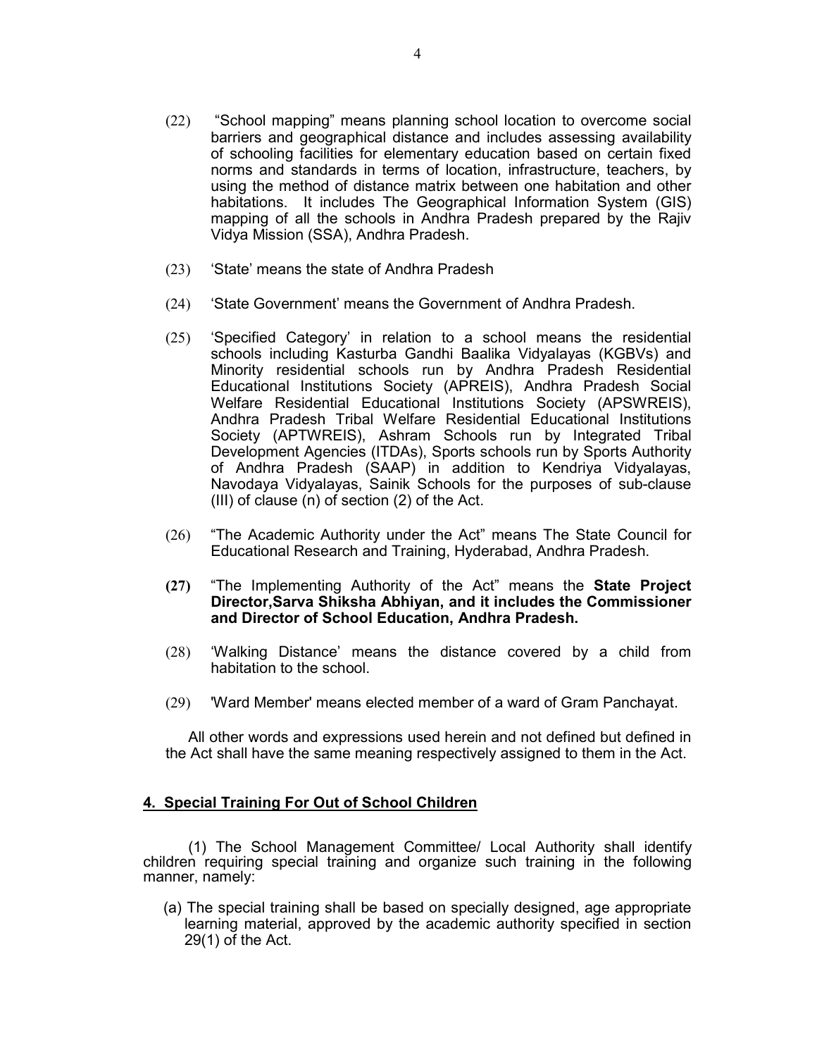(22) "School mapping" means planning school location to overcome social barriers and geographical distance and includes assessing availability of schooling facilities for elementary education based on certain fixed norms and standards in terms of location, infrastructure, teachers, by using the method of distance matrix between one habitation and other habitations. It includes The Geographical Information System (GIS) mapping of all the schools in Andhra Pradesh prepared by the Rajiv Vidya Mission (SSA), Andhra Pradesh.

(23) 'State' means the state of Andhra Pradesh

(24) 'State Government' means the Government of Andhra Pradesh.

(25) 'Specified Category' in relation to a school means the residential schools including Kasturba Gandhi Baalika Vidyalayas (KGBVs) and Minority residential schools run by Andhra Pradesh Residential Educational Institutions Society (APREIS), Andhra Pradesh Social Welfare Residential Educational Institutions Society (APSWREIS), Andhra Pradesh Tribal Welfare Residential Educational Institutions Society (APTWREIS), Ashram Schools run by Integrated Tribal Development Agencies (ITDAs), Sports schools run by Sports Authority of Andhra Pradesh (SAAP) in addition to Kendriya Vidyalayas, Navodaya Vidyalayas, Sainik Schools for the purposes of sub-clause (III) of clause (n) of section (2) of the Act.

(26) "The Academic Authority under the Act" means The State Council for Educational Research and Training, Hyderabad, Andhra Pradesh.

**(27)** "The Implementing Authority of the Act" means the **State Project Director,Sarva Shiksha Abhiyan, and it includes the Commissioner and Director of School Education, Andhra Pradesh.**

(28) 'Walking Distance' means the distance covered by a child from habitation to the school.

(29) 'Ward Member' means elected member of a ward of Gram Panchayat.

All other words and expressions used herein and not defined but defined in the Act shall have the same meaning respectively assigned to them in the Act.

## 4. Special Training For Out of School Children

(1) The School Management Committee/ Local Authority shall identify children requiring special training and organize such training in the following manner, namely:

(a) The special training shall be based on specially designed, age appropriate learning material, approved by the academic authority specified in section 29(1) of the Act.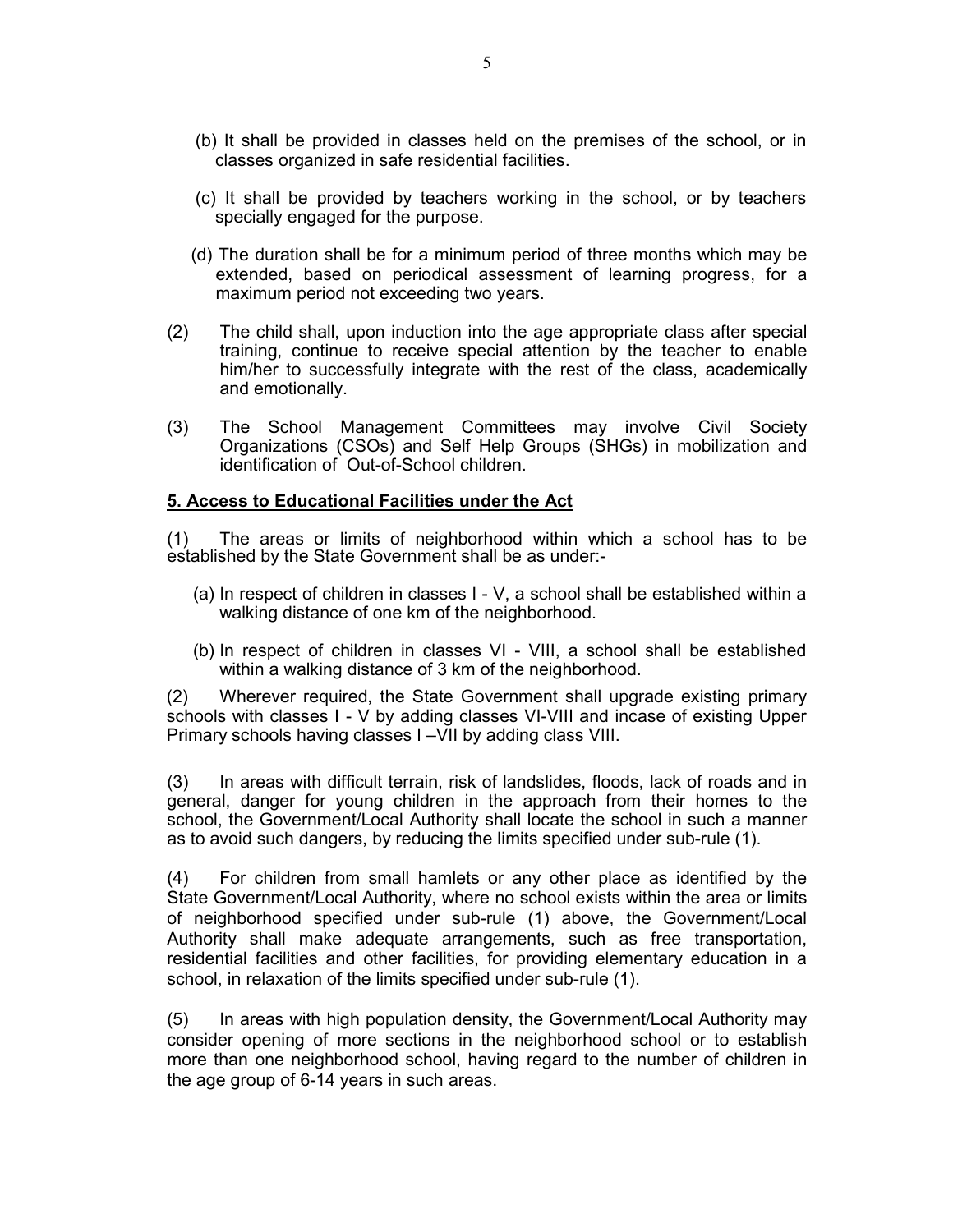(b) It shall be provided in classes held on the premises of the school, or in classes organized in safe residential facilities.

(c) It shall be provided by teachers working in the school, or by teachers specially engaged for the purpose.

(d) The duration shall be for a minimum period of three months which may be extended, based on periodical assessment of learning progress, for a maximum period not exceeding two years.

(2) The child shall, upon induction into the age appropriate class after special training, continue to receive special attention by the teacher to enable him/her to successfully integrate with the rest of the class, academically and emotionally.

(3) The School Management Committees may involve Civil Society Organizations (CSOs) and Self Help Groups (SHGs) in mobilization and identification of Out-of-School children.

**5. Access to Educational Facilities under the Act**

(1) The areas or limits of neighborhood within which a school has to be established by the State Government shall be as under:-

(a) In respect of children in classes I - V, a school shall be established within a walking distance of one km of the neighborhood.

(b) In respect of children in classes VI - VIII, a school shall be established within a walking distance of 3 km of the neighborhood.

(2) Wherever required, the State Government shall upgrade existing primary schools with classes I - V by adding classes VI-VIII and incase of existing Upper Primary schools having classes I –VII by adding class VIII.

(3) In areas with difficult terrain, risk of landslides, floods, lack of roads and in general, danger for young children in the approach from their homes to the school, the Government/Local Authority shall locate the school in such a manner as to avoid such dangers, by reducing the limits specified under sub-rule (1).

(4) For children from small hamlets or any other place as identified by the State Government/Local Authority, where no school exists within the area or limits of neighborhood specified under sub-rule (1) above, the Government/Local Authority shall make adequate arrangements, such as free transportation, residential facilities and other facilities, for providing elementary education in a school, in relaxation of the limits specified under sub-rule (1).

(5) In areas with high population density, the Government/Local Authority may consider opening of more sections in the neighborhood school or to establish more than one neighborhood school, having regard to the number of children in the age group of 6-14 years in such areas.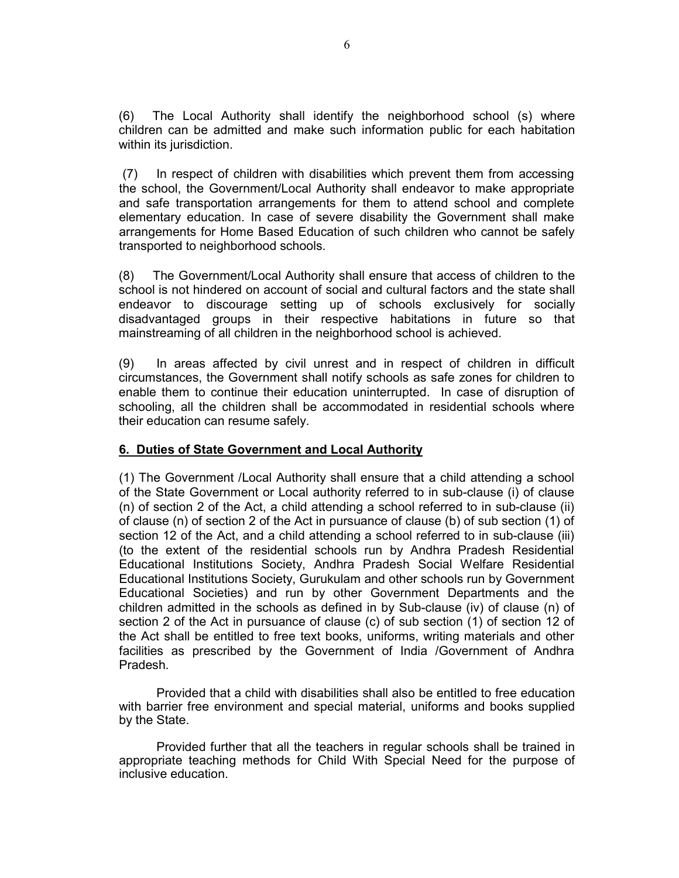(6) The Local Authority shall identify the neighborhood school (s) where children can be admitted and make such information public for each habitation within its jurisdiction.

(7) In respect of children with disabilities which prevent them from accessing the school, the Government/Local Authority shall endeavor to make appropriate and safe transportation arrangements for them to attend school and complete elementary education. In case of severe disability the Government shall make arrangements for Home Based Education of such children who cannot be safely transported to neighborhood schools.

(8) The Government/Local Authority shall ensure that access of children to the school is not hindered on account of social and cultural factors and the state shall endeavor to discourage setting up of schools exclusively for socially disadvantaged groups in their respective habitations in future so that mainstreaming of all children in the neighborhood school is achieved.

(9) In areas affected by civil unrest and in respect of children in difficult circumstances, the Government shall notify schools as safe zones for children to enable them to continue their education uninterrupted. In case of disruption of schooling, all the children shall be accommodated in residential schools where their education can resume safely.

## 6. Duties of State Government and Local Authority

(1) The Government /Local Authority shall ensure that a child attending a school of the State Government or Local authority referred to in sub-clause (i) of clause (n) of section 2 of the Act, a child attending a school referred to in sub-clause (ii) of clause (n) of section 2 of the Act in pursuance of clause (b) of sub section (1) of section 12 of the Act, and a child attending a school referred to in sub-clause (iii) (to the extent of the residential schools run by Andhra Pradesh Residential Educational Institutions Society, Andhra Pradesh Social Welfare Residential Educational Institutions Society, Gurukulam and other schools run by Government Educational Societies) and run by other Government Departments and the children admitted in the schools as defined in by Sub-clause (iv) of clause (n) of section 2 of the Act in pursuance of clause (c) of sub section (1) of section 12 of the Act shall be entitled to free text books, uniforms, writing materials and other facilities as prescribed by the Government of India /Government of Andhra Pradesh.

Provided that a child with disabilities shall also be entitled to free education with barrier free environment and special material, uniforms and books supplied by the State.

Provided further that all the teachers in regular schools shall be trained in appropriate teaching methods for Child With Special Need for the purpose of inclusive education.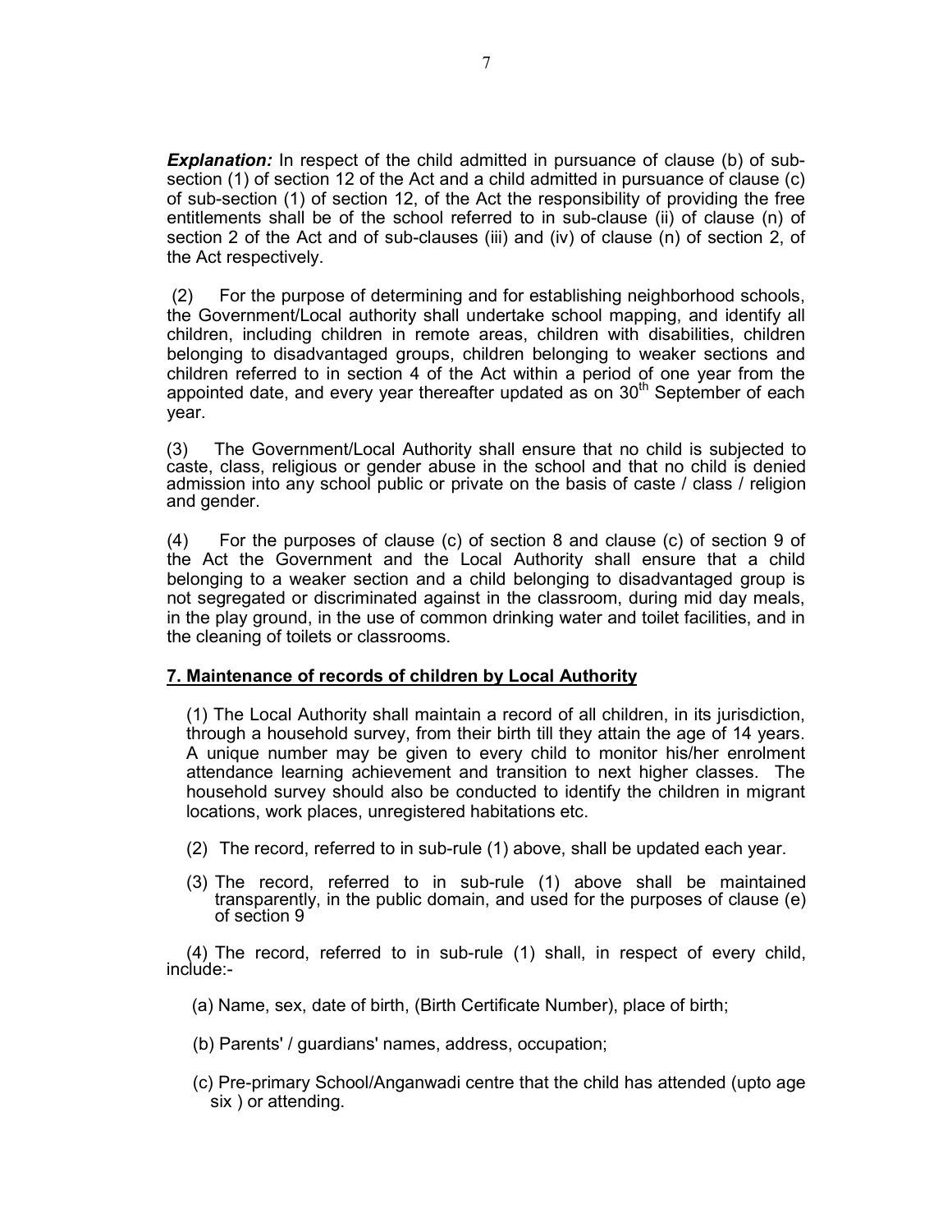***Explanation:*** In respect of the child admitted in pursuance of clause (b) of sub-section (1) of section 12 of the Act and a child admitted in pursuance of clause (c) of sub-section (1) of section 12, of the Act the responsibility of providing the free entitlements shall be of the school referred to in sub-clause (ii) of clause (n) of section 2 of the Act and of sub-clauses (iii) and (iv) of clause (n) of section 2, of the Act respectively.

(2) For the purpose of determining and for establishing neighborhood schools, the Government/Local authority shall undertake school mapping, and identify all children, including children in remote areas, children with disabilities, children belonging to disadvantaged groups, children belonging to weaker sections and children referred to in section 4 of the Act within a period of one year from the appointed date, and every year thereafter updated as on 30th September of each year.

(3) The Government/Local Authority shall ensure that no child is subjected to caste, class, religious or gender abuse in the school and that no child is denied admission into any school public or private on the basis of caste / class / religion and gender.

(4) For the purposes of clause (c) of section 8 and clause (c) of section 9 of the Act the Government and the Local Authority shall ensure that a child belonging to a weaker section and a child belonging to disadvantaged group is not segregated or discriminated against in the classroom, during mid day meals, in the play ground, in the use of common drinking water and toilet facilities, and in the cleaning of toilets or classrooms.

**7. Maintenance of records of children by Local Authority**

(1) The Local Authority shall maintain a record of all children, in its jurisdiction, through a household survey, from their birth till they attain the age of 14 years. A unique number may be given to every child to monitor his/her enrolment attendance learning achievement and transition to next higher classes. The household survey should also be conducted to identify the children in migrant locations, work places, unregistered habitations etc.

(2) The record, referred to in sub-rule (1) above, shall be updated each year.

(3) The record, referred to in sub-rule (1) above shall be maintained transparently, in the public domain, and used for the purposes of clause (e) of section 9

(4) The record, referred to in sub-rule (1) shall, in respect of every child, include:-

(a) Name, sex, date of birth, (Birth Certificate Number), place of birth;

(b) Parents' / guardians' names, address, occupation;

(c) Pre-primary School/Anganwadi centre that the child has attended (upto age six ) or attending.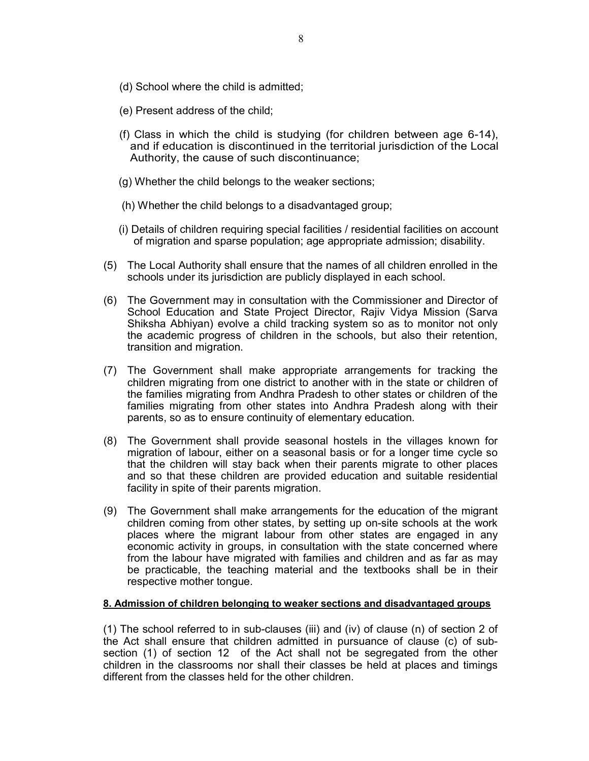(d) School where the child is admitted;

(e) Present address of the child;

(f) Class in which the child is studying (for children between age 6-14), and if education is discontinued in the territorial jurisdiction of the Local Authority, the cause of such discontinuance;

(g) Whether the child belongs to the weaker sections;

(h) Whether the child belongs to a disadvantaged group;

(i) Details of children requiring special facilities / residential facilities on account of migration and sparse population; age appropriate admission; disability.

(5) The Local Authority shall ensure that the names of all children enrolled in the schools under its jurisdiction are publicly displayed in each school.

(6) The Government may in consultation with the Commissioner and Director of School Education and State Project Director, Rajiv Vidya Mission (Sarva Shiksha Abhiyan) evolve a child tracking system so as to monitor not only the academic progress of children in the schools, but also their retention, transition and migration.

(7) The Government shall make appropriate arrangements for tracking the children migrating from one district to another with in the state or children of the families migrating from Andhra Pradesh to other states or children of the families migrating from other states into Andhra Pradesh along with their parents, so as to ensure continuity of elementary education.

(8) The Government shall provide seasonal hostels in the villages known for migration of labour, either on a seasonal basis or for a longer time cycle so that the children will stay back when their parents migrate to other places and so that these children are provided education and suitable residential facility in spite of their parents migration.

(9) The Government shall make arrangements for the education of the migrant children coming from other states, by setting up on-site schools at the work places where the migrant labour from other states are engaged in any economic activity in groups, in consultation with the state concerned where from the labour have migrated with families and children and as far as may be practicable, the teaching material and the textbooks shall be in their respective mother tongue.

**8. Admission of children belonging to weaker sections and disadvantaged groups**

(1) The school referred to in sub-clauses (iii) and (iv) of clause (n) of section 2 of the Act shall ensure that children admitted in pursuance of clause (c) of sub-section (1) of section 12 of the Act shall not be segregated from the other children in the classrooms nor shall their classes be held at places and timings different from the classes held for the other children.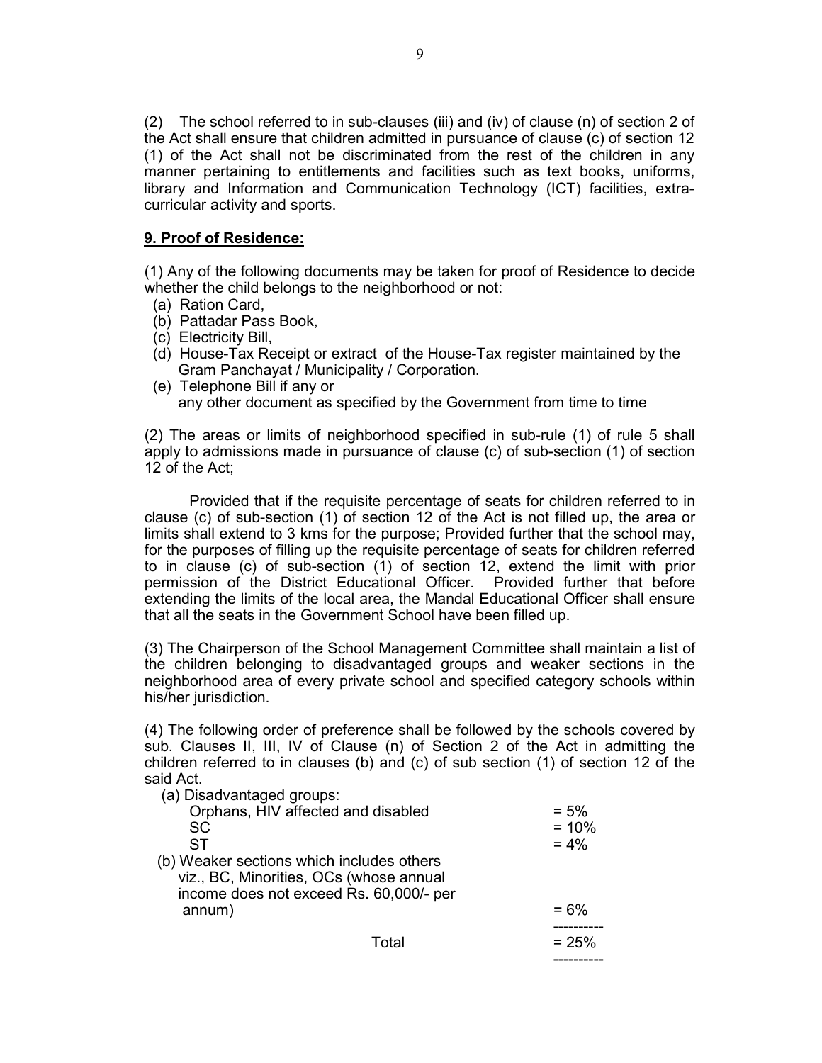(2) The school referred to in sub-clauses (iii) and (iv) of clause (n) of section 2 of the Act shall ensure that children admitted in pursuance of clause (c) of section 12 (1) of the Act shall not be discriminated from the rest of the children in any manner pertaining to entitlements and facilities such as text books, uniforms, library and Information and Communication Technology (ICT) facilities, extra-curricular activity and sports.

**9. Proof of Residence:**

(1) Any of the following documents may be taken for proof of Residence to decide whether the child belongs to the neighborhood or not:

- (a) Ration Card,
- (b) Pattadar Pass Book,
- (c) Electricity Bill,
- (d) House-Tax Receipt or extract of the House-Tax register maintained by the Gram Panchayat / Municipality / Corporation.
- (e) Telephone Bill if any or
  any other document as specified by the Government from time to time

(2) The areas or limits of neighborhood specified in sub-rule (1) of rule 5 shall apply to admissions made in pursuance of clause (c) of sub-section (1) of section 12 of the Act;

Provided that if the requisite percentage of seats for children referred to in clause (c) of sub-section (1) of section 12 of the Act is not filled up, the area or limits shall extend to 3 kms for the purpose; Provided further that the school may, for the purposes of filling up the requisite percentage of seats for children referred to in clause (c) of sub-section (1) of section 12, extend the limit with prior permission of the District Educational Officer. Provided further that before extending the limits of the local area, the Mandal Educational Officer shall ensure that all the seats in the Government School have been filled up.

(3) The Chairperson of the School Management Committee shall maintain a list of the children belonging to disadvantaged groups and weaker sections in the neighborhood area of every private school and specified category schools within his/her jurisdiction.

(4) The following order of preference shall be followed by the schools covered by sub. Clauses II, III, IV of Clause (n) of Section 2 of the Act in admitting the children referred to in clauses (b) and (c) of sub section (1) of section 12 of the said Act.

| | |
|---|---|
| (a) Disadvantaged groups: | |
| Orphans, HIV affected and disabled | = 5% |
| SC | = 10% |
| ST | = 4% |
| (b) Weaker sections which includes others viz., BC, Minorities, OCs (whose annual income does not exceed Rs. 60,000/- per annum) | = 6% |
| Total | = 25% |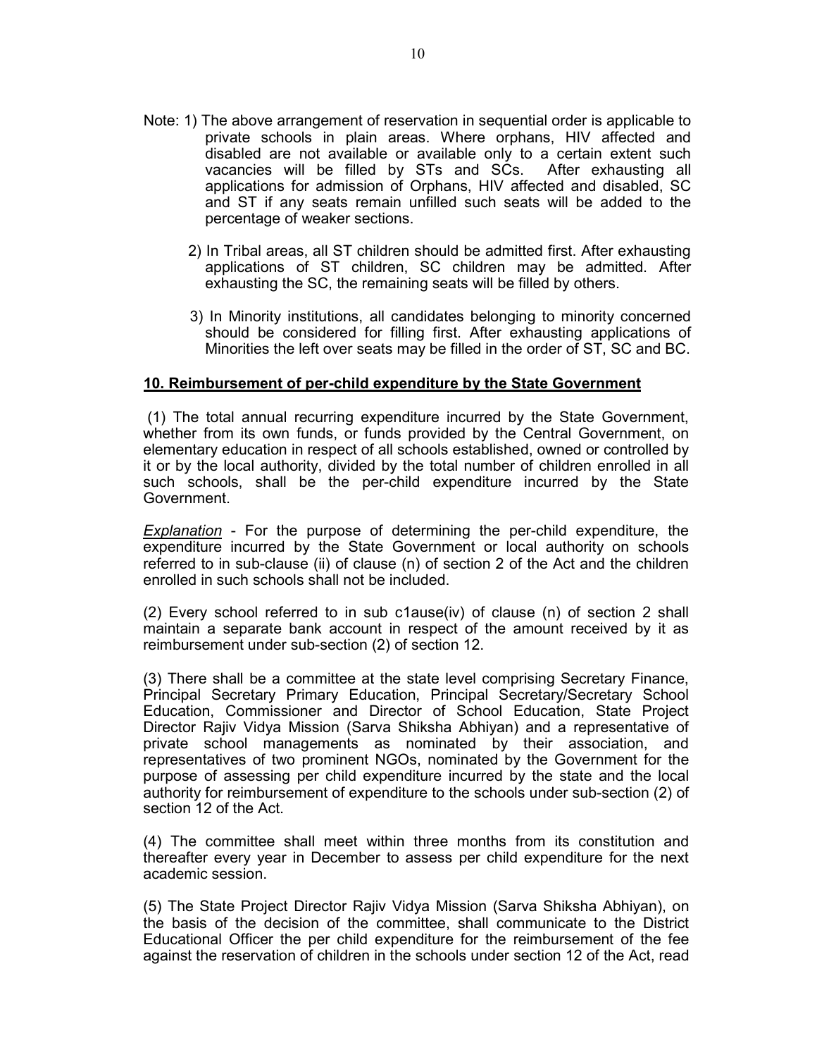Note: 1) The above arrangement of reservation in sequential order is applicable to private schools in plain areas. Where orphans, HIV affected and disabled are not available or available only to a certain extent such vacancies will be filled by STs and SCs. After exhausting all applications for admission of Orphans, HIV affected and disabled, SC and ST if any seats remain unfilled such seats will be added to the percentage of weaker sections.

2) In Tribal areas, all ST children should be admitted first. After exhausting applications of ST children, SC children may be admitted. After exhausting the SC, the remaining seats will be filled by others.

3) In Minority institutions, all candidates belonging to minority concerned should be considered for filling first. After exhausting applications of Minorities the left over seats may be filled in the order of ST, SC and BC.

**10. Reimbursement of per-child expenditure by the State Government**

(1) The total annual recurring expenditure incurred by the State Government, whether from its own funds, or funds provided by the Central Government, on elementary education in respect of all schools established, owned or controlled by it or by the local authority, divided by the total number of children enrolled in all such schools, shall be the per-child expenditure incurred by the State Government.

*Explanation* - For the purpose of determining the per-child expenditure, the expenditure incurred by the State Government or local authority on schools referred to in sub-clause (ii) of clause (n) of section 2 of the Act and the children enrolled in such schools shall not be included.

(2) Every school referred to in sub c1ause(iv) of clause (n) of section 2 shall maintain a separate bank account in respect of the amount received by it as reimbursement under sub-section (2) of section 12.

(3) There shall be a committee at the state level comprising Secretary Finance, Principal Secretary Primary Education, Principal Secretary/Secretary School Education, Commissioner and Director of School Education, State Project Director Rajiv Vidya Mission (Sarva Shiksha Abhiyan) and a representative of private school managements as nominated by their association, and representatives of two prominent NGOs, nominated by the Government for the purpose of assessing per child expenditure incurred by the state and the local authority for reimbursement of expenditure to the schools under sub-section (2) of section 12 of the Act.

(4) The committee shall meet within three months from its constitution and thereafter every year in December to assess per child expenditure for the next academic session.

(5) The State Project Director Rajiv Vidya Mission (Sarva Shiksha Abhiyan), on the basis of the decision of the committee, shall communicate to the District Educational Officer the per child expenditure for the reimbursement of the fee against the reservation of children in the schools under section 12 of the Act, read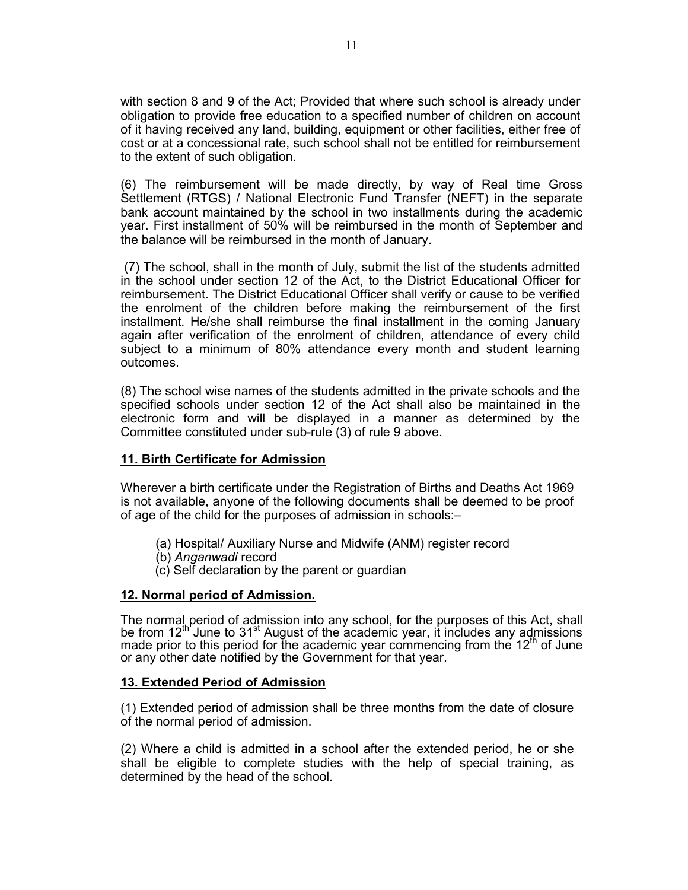with section 8 and 9 of the Act; Provided that where such school is already under obligation to provide free education to a specified number of children on account of it having received any land, building, equipment or other facilities, either free of cost or at a concessional rate, such school shall not be entitled for reimbursement to the extent of such obligation.

(6) The reimbursement will be made directly, by way of Real time Gross Settlement (RTGS) / National Electronic Fund Transfer (NEFT) in the separate bank account maintained by the school in two installments during the academic year. First installment of 50% will be reimbursed in the month of September and the balance will be reimbursed in the month of January.

(7) The school, shall in the month of July, submit the list of the students admitted in the school under section 12 of the Act, to the District Educational Officer for reimbursement. The District Educational Officer shall verify or cause to be verified the enrolment of the children before making the reimbursement of the first installment. He/she shall reimburse the final installment in the coming January again after verification of the enrolment of children, attendance of every child subject to a minimum of 80% attendance every month and student learning outcomes.

(8) The school wise names of the students admitted in the private schools and the specified schools under section 12 of the Act shall also be maintained in the electronic form and will be displayed in a manner as determined by the Committee constituted under sub-rule (3) of rule 9 above.

## 11. Birth Certificate for Admission

Wherever a birth certificate under the Registration of Births and Deaths Act 1969 is not available, anyone of the following documents shall be deemed to be proof of age of the child for the purposes of admission in schools:–

(a) Hospital/ Auxiliary Nurse and Midwife (ANM) register record
(b) *Anganwadi* record
(c) Self declaration by the parent or guardian

## 12. Normal period of Admission.

The normal period of admission into any school, for the purposes of this Act, shall be from 12th June to 31st August of the academic year, it includes any admissions made prior to this period for the academic year commencing from the 12th of June or any other date notified by the Government for that year.

## 13. Extended Period of Admission

(1) Extended period of admission shall be three months from the date of closure of the normal period of admission.

(2) Where a child is admitted in a school after the extended period, he or she shall be eligible to complete studies with the help of special training, as determined by the head of the school.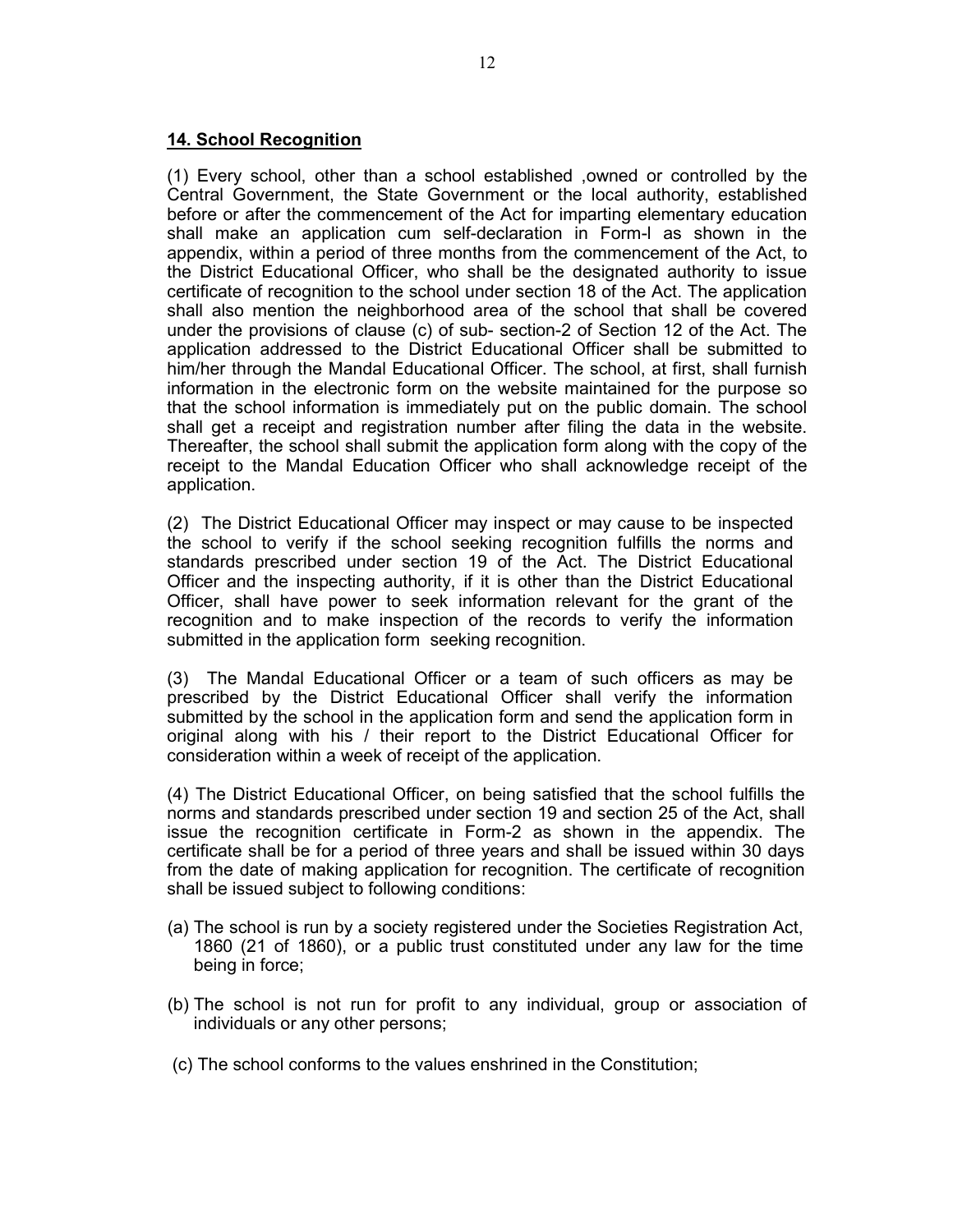## 14. School Recognition

(1) Every school, other than a school established ,owned or controlled by the Central Government, the State Government or the local authority, established before or after the commencement of the Act for imparting elementary education shall make an application cum self-declaration in Form-l as shown in the appendix, within a period of three months from the commencement of the Act, to the District Educational Officer, who shall be the designated authority to issue certificate of recognition to the school under section 18 of the Act. The application shall also mention the neighborhood area of the school that shall be covered under the provisions of clause (c) of sub- section-2 of Section 12 of the Act. The application addressed to the District Educational Officer shall be submitted to him/her through the Mandal Educational Officer. The school, at first, shall furnish information in the electronic form on the website maintained for the purpose so that the school information is immediately put on the public domain. The school shall get a receipt and registration number after filing the data in the website. Thereafter, the school shall submit the application form along with the copy of the receipt to the Mandal Education Officer who shall acknowledge receipt of the application.

(2) The District Educational Officer may inspect or may cause to be inspected the school to verify if the school seeking recognition fulfills the norms and standards prescribed under section 19 of the Act. The District Educational Officer and the inspecting authority, if it is other than the District Educational Officer, shall have power to seek information relevant for the grant of the recognition and to make inspection of the records to verify the information submitted in the application form seeking recognition.

(3) The Mandal Educational Officer or a team of such officers as may be prescribed by the District Educational Officer shall verify the information submitted by the school in the application form and send the application form in original along with his / their report to the District Educational Officer for consideration within a week of receipt of the application.

(4) The District Educational Officer, on being satisfied that the school fulfills the norms and standards prescribed under section 19 and section 25 of the Act, shall issue the recognition certificate in Form-2 as shown in the appendix. The certificate shall be for a period of three years and shall be issued within 30 days from the date of making application for recognition. The certificate of recognition shall be issued subject to following conditions:

(a) The school is run by a society registered under the Societies Registration Act, 1860 (21 of 1860), or a public trust constituted under any law for the time being in force;

(b) The school is not run for profit to any individual, group or association of individuals or any other persons;

(c) The school conforms to the values enshrined in the Constitution;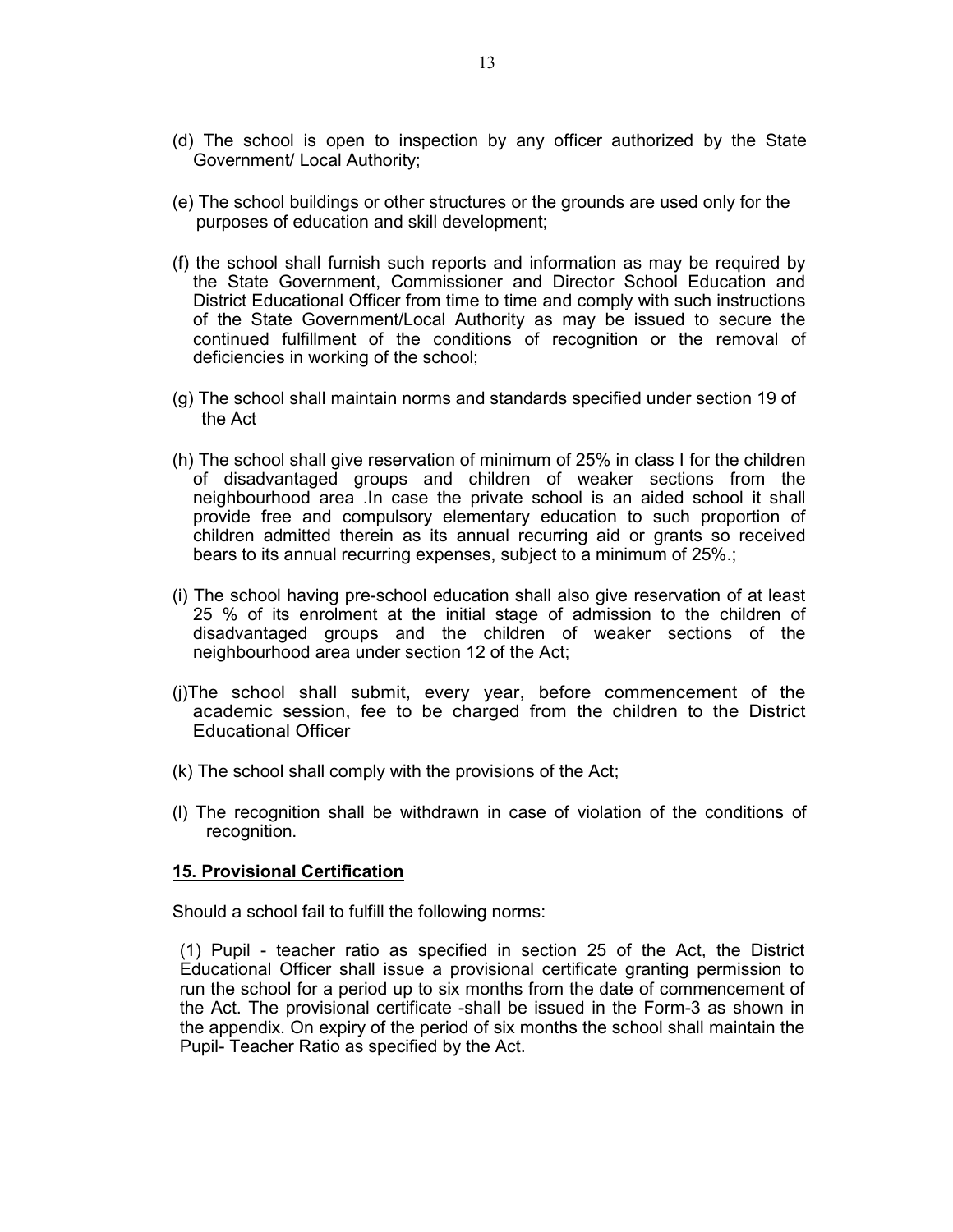(d) The school is open to inspection by any officer authorized by the State Government/ Local Authority;

(e) The school buildings or other structures or the grounds are used only for the purposes of education and skill development;

(f) the school shall furnish such reports and information as may be required by the State Government, Commissioner and Director School Education and District Educational Officer from time to time and comply with such instructions of the State Government/Local Authority as may be issued to secure the continued fulfillment of the conditions of recognition or the removal of deficiencies in working of the school;

(g) The school shall maintain norms and standards specified under section 19 of the Act

(h) The school shall give reservation of minimum of 25% in class I for the children of disadvantaged groups and children of weaker sections from the neighbourhood area .In case the private school is an aided school it shall provide free and compulsory elementary education to such proportion of children admitted therein as its annual recurring aid or grants so received bears to its annual recurring expenses, subject to a minimum of 25%.;

(i) The school having pre-school education shall also give reservation of at least 25 % of its enrolment at the initial stage of admission to the children of disadvantaged groups and the children of weaker sections of the neighbourhood area under section 12 of the Act;

(j)The school shall submit, every year, before commencement of the academic session, fee to be charged from the children to the District Educational Officer

(k) The school shall comply with the provisions of the Act;

(l) The recognition shall be withdrawn in case of violation of the conditions of recognition.

**15. Provisional Certification**

Should a school fail to fulfill the following norms:

(1) Pupil - teacher ratio as specified in section 25 of the Act, the District Educational Officer shall issue a provisional certificate granting permission to run the school for a period up to six months from the date of commencement of the Act. The provisional certificate -shall be issued in the Form-3 as shown in the appendix. On expiry of the period of six months the school shall maintain the Pupil- Teacher Ratio as specified by the Act.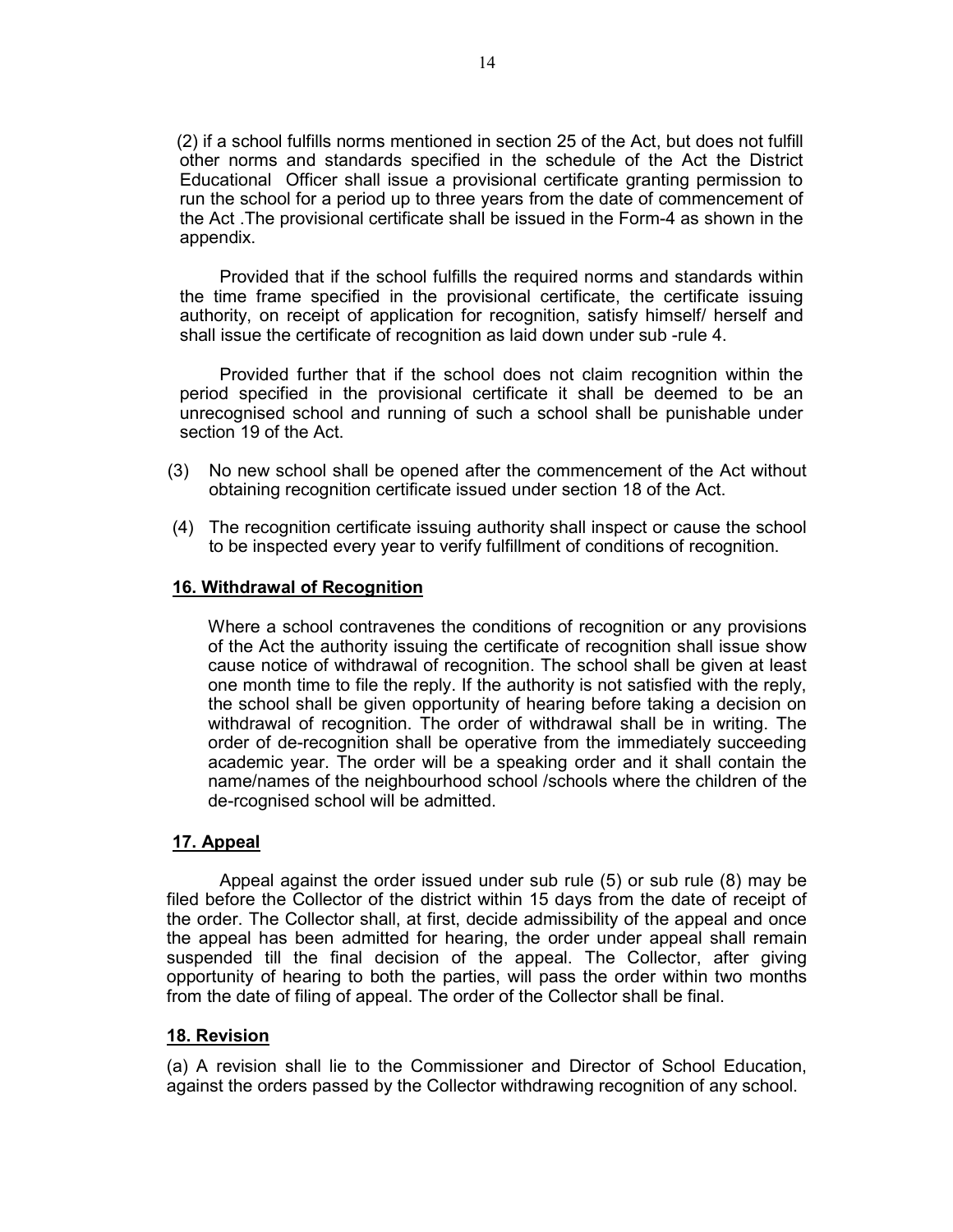(2) if a school fulfills norms mentioned in section 25 of the Act, but does not fulfill other norms and standards specified in the schedule of the Act the District Educational Officer shall issue a provisional certificate granting permission to run the school for a period up to three years from the date of commencement of the Act .The provisional certificate shall be issued in the Form-4 as shown in the appendix.

Provided that if the school fulfills the required norms and standards within the time frame specified in the provisional certificate, the certificate issuing authority, on receipt of application for recognition, satisfy himself/ herself and shall issue the certificate of recognition as laid down under sub -rule 4.

Provided further that if the school does not claim recognition within the period specified in the provisional certificate it shall be deemed to be an unrecognised school and running of such a school shall be punishable under section 19 of the Act.

(3) No new school shall be opened after the commencement of the Act without obtaining recognition certificate issued under section 18 of the Act.

(4) The recognition certificate issuing authority shall inspect or cause the school to be inspected every year to verify fulfillment of conditions of recognition.

## 16. Withdrawal of Recognition

Where a school contravenes the conditions of recognition or any provisions of the Act the authority issuing the certificate of recognition shall issue show cause notice of withdrawal of recognition. The school shall be given at least one month time to file the reply. If the authority is not satisfied with the reply, the school shall be given opportunity of hearing before taking a decision on withdrawal of recognition. The order of withdrawal shall be in writing. The order of de-recognition shall be operative from the immediately succeeding academic year. The order will be a speaking order and it shall contain the name/names of the neighbourhood school /schools where the children of the de-rcognised school will be admitted.

## 17. Appeal

Appeal against the order issued under sub rule (5) or sub rule (8) may be filed before the Collector of the district within 15 days from the date of receipt of the order. The Collector shall, at first, decide admissibility of the appeal and once the appeal has been admitted for hearing, the order under appeal shall remain suspended till the final decision of the appeal. The Collector, after giving opportunity of hearing to both the parties, will pass the order within two months from the date of filing of appeal. The order of the Collector shall be final.

## 18. Revision

(a) A revision shall lie to the Commissioner and Director of School Education, against the orders passed by the Collector withdrawing recognition of any school.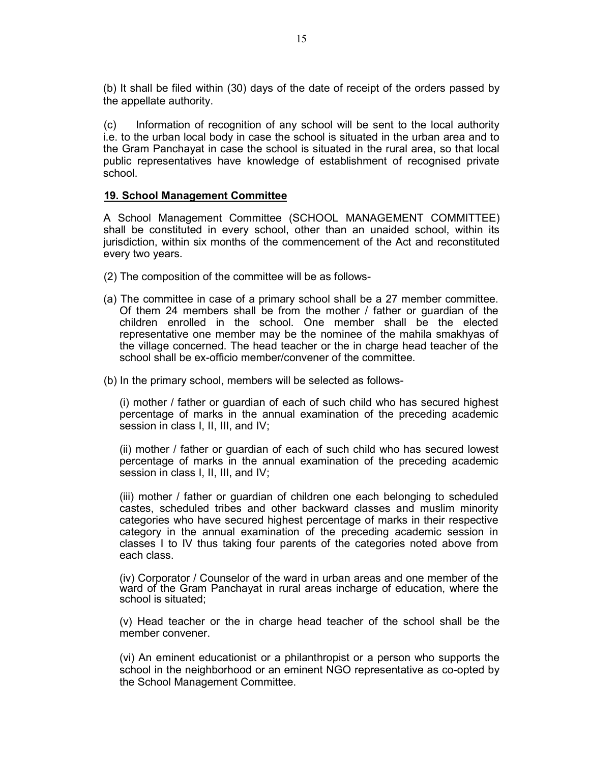(b) It shall be filed within (30) days of the date of receipt of the orders passed by the appellate authority.

(c) Information of recognition of any school will be sent to the local authority i.e. to the urban local body in case the school is situated in the urban area and to the Gram Panchayat in case the school is situated in the rural area, so that local public representatives have knowledge of establishment of recognised private school.

**19. School Management Committee**

A School Management Committee (SCHOOL MANAGEMENT COMMITTEE) shall be constituted in every school, other than an unaided school, within its jurisdiction, within six months of the commencement of the Act and reconstituted every two years.

(2) The composition of the committee will be as follows-

(a) The committee in case of a primary school shall be a 27 member committee. Of them 24 members shall be from the mother / father or guardian of the children enrolled in the school. One member shall be the elected representative one member may be the nominee of the mahila smakhyas of the village concerned. The head teacher or the in charge head teacher of the school shall be ex-officio member/convener of the committee.

(b) In the primary school, members will be selected as follows-

(i) mother / father or guardian of each of such child who has secured highest percentage of marks in the annual examination of the preceding academic session in class I, II, III, and IV;

(ii) mother / father or guardian of each of such child who has secured lowest percentage of marks in the annual examination of the preceding academic session in class I, II, III, and IV;

(iii) mother / father or guardian of children one each belonging to scheduled castes, scheduled tribes and other backward classes and muslim minority categories who have secured highest percentage of marks in their respective category in the annual examination of the preceding academic session in classes I to IV thus taking four parents of the categories noted above from each class.

(iv) Corporator / Counselor of the ward in urban areas and one member of the ward of the Gram Panchayat in rural areas incharge of education, where the school is situated;

(v) Head teacher or the in charge head teacher of the school shall be the member convener.

(vi) An eminent educationist or a philanthropist or a person who supports the school in the neighborhood or an eminent NGO representative as co-opted by the School Management Committee.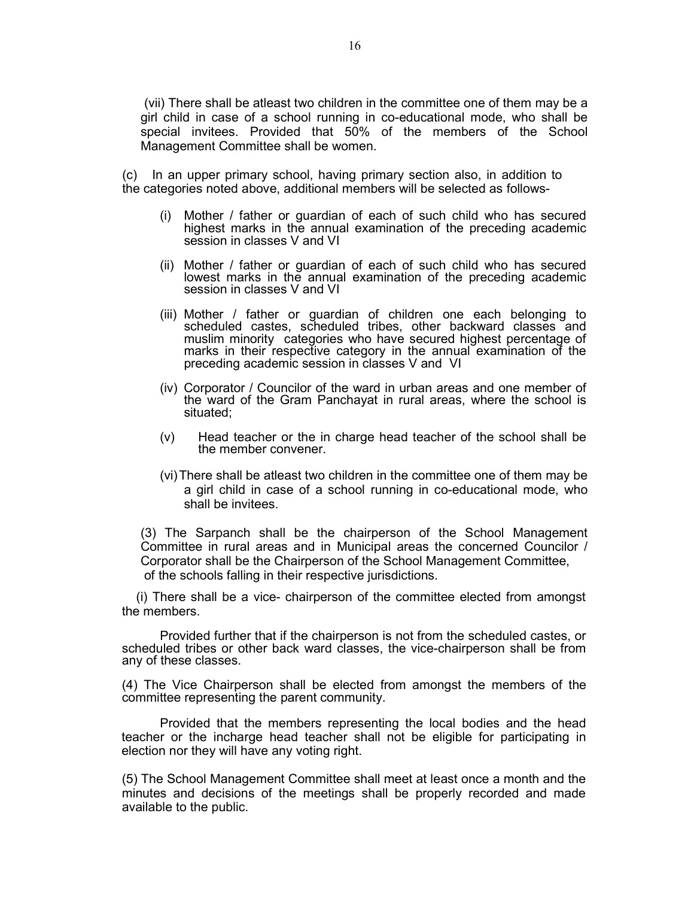(vii) There shall be atleast two children in the committee one of them may be a girl child in case of a school running in co-educational mode, who shall be special invitees. Provided that 50% of the members of the School Management Committee shall be women.

(c) In an upper primary school, having primary section also, in addition to the categories noted above, additional members will be selected as follows-

(i) Mother / father or guardian of each of such child who has secured highest marks in the annual examination of the preceding academic session in classes V and VI

(ii) Mother / father or guardian of each of such child who has secured lowest marks in the annual examination of the preceding academic session in classes V and VI

(iii) Mother / father or guardian of children one each belonging to scheduled castes, scheduled tribes, other backward classes and muslim minority categories who have secured highest percentage of marks in their respective category in the annual examination of the preceding academic session in classes V and VI

(iv) Corporator / Councilor of the ward in urban areas and one member of the ward of the Gram Panchayat in rural areas, where the school is situated;

(v) Head teacher or the in charge head teacher of the school shall be the member convener.

(vi) There shall be atleast two children in the committee one of them may be a girl child in case of a school running in co-educational mode, who shall be invitees.

(3) The Sarpanch shall be the chairperson of the School Management Committee in rural areas and in Municipal areas the concerned Councilor / Corporator shall be the Chairperson of the School Management Committee, of the schools falling in their respective jurisdictions.

(i) There shall be a vice- chairperson of the committee elected from amongst the members.

Provided further that if the chairperson is not from the scheduled castes, or scheduled tribes or other back ward classes, the vice-chairperson shall be from any of these classes.

(4) The Vice Chairperson shall be elected from amongst the members of the committee representing the parent community.

Provided that the members representing the local bodies and the head teacher or the incharge head teacher shall not be eligible for participating in election nor they will have any voting right.

(5) The School Management Committee shall meet at least once a month and the minutes and decisions of the meetings shall be properly recorded and made available to the public.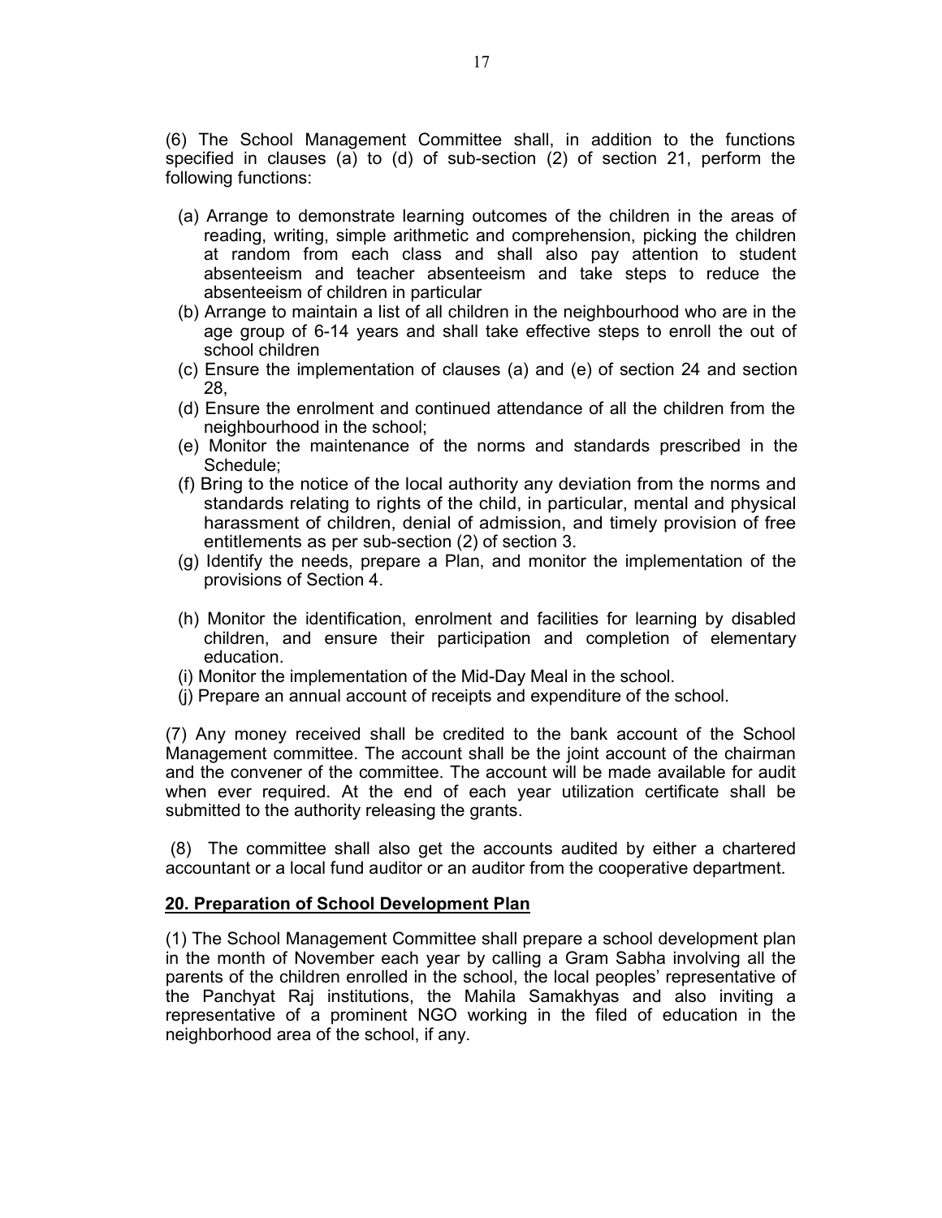(6) The School Management Committee shall, in addition to the functions specified in clauses (a) to (d) of sub-section (2) of section 21, perform the following functions:

(a) Arrange to demonstrate learning outcomes of the children in the areas of reading, writing, simple arithmetic and comprehension, picking the children at random from each class and shall also pay attention to student absenteeism and teacher absenteeism and take steps to reduce the absenteeism of children in particular
(b) Arrange to maintain a list of all children in the neighbourhood who are in the age group of 6-14 years and shall take effective steps to enroll the out of school children
(c) Ensure the implementation of clauses (a) and (e) of section 24 and section 28,
(d) Ensure the enrolment and continued attendance of all the children from the neighbourhood in the school;
(e) Monitor the maintenance of the norms and standards prescribed in the Schedule;
(f) Bring to the notice of the local authority any deviation from the norms and standards relating to rights of the child, in particular, mental and physical harassment of children, denial of admission, and timely provision of free entitlements as per sub-section (2) of section 3.
(g) Identify the needs, prepare a Plan, and monitor the implementation of the provisions of Section 4.
(h) Monitor the identification, enrolment and facilities for learning by disabled children, and ensure their participation and completion of elementary education.
(i) Monitor the implementation of the Mid-Day Meal in the school.
(j) Prepare an annual account of receipts and expenditure of the school.

(7) Any money received shall be credited to the bank account of the School Management committee. The account shall be the joint account of the chairman and the convener of the committee. The account will be made available for audit when ever required. At the end of each year utilization certificate shall be submitted to the authority releasing the grants.

(8) The committee shall also get the accounts audited by either a chartered accountant or a local fund auditor or an auditor from the cooperative department.

**20. Preparation of School Development Plan**

(1) The School Management Committee shall prepare a school development plan in the month of November each year by calling a Gram Sabha involving all the parents of the children enrolled in the school, the local peoples' representative of the Panchyat Raj institutions, the Mahila Samakhyas and also inviting a representative of a prominent NGO working in the filed of education in the neighborhood area of the school, if any.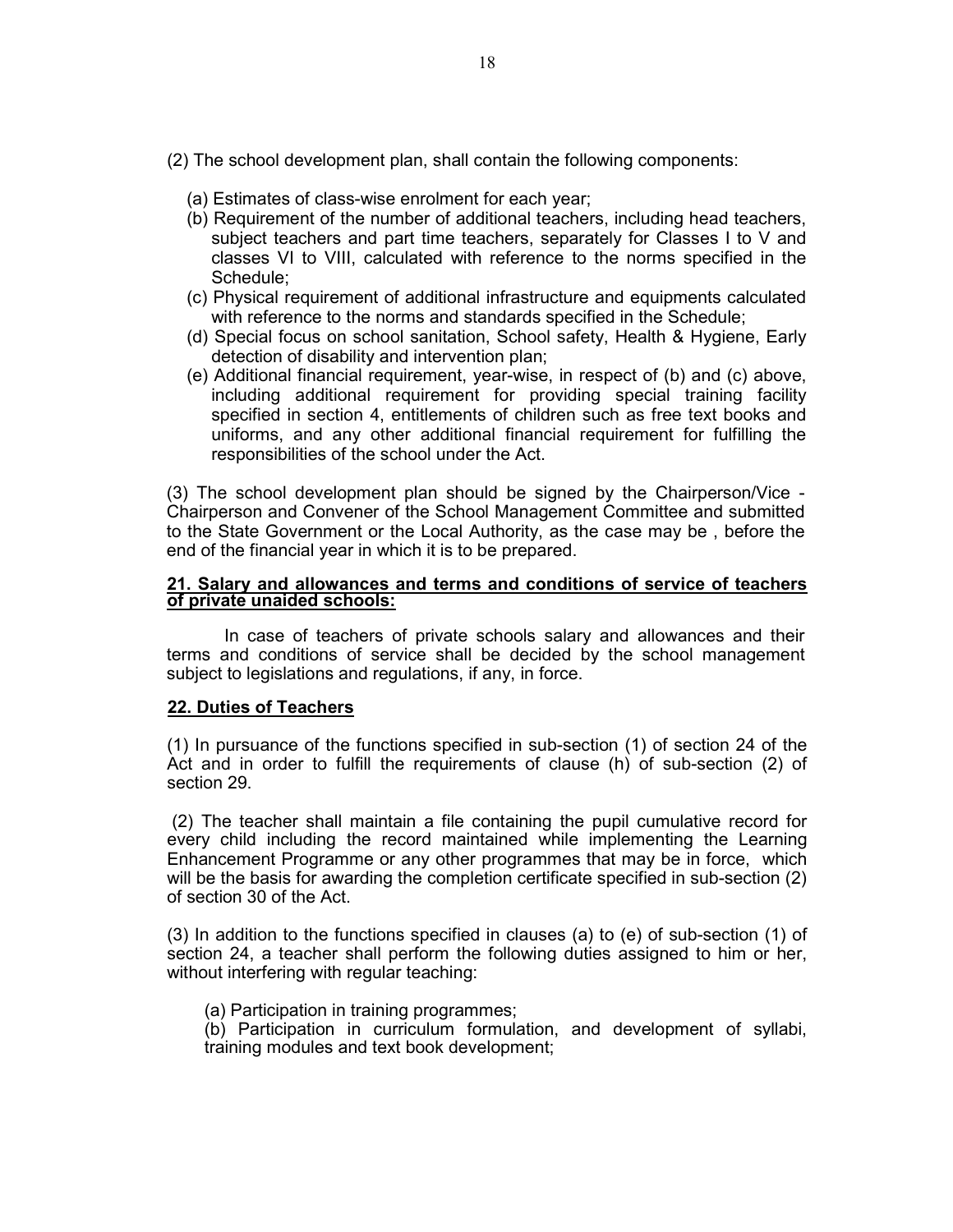(2) The school development plan, shall contain the following components:

(a) Estimates of class-wise enrolment for each year;

(b) Requirement of the number of additional teachers, including head teachers, subject teachers and part time teachers, separately for Classes I to V and classes VI to VIII, calculated with reference to the norms specified in the Schedule;

(c) Physical requirement of additional infrastructure and equipments calculated with reference to the norms and standards specified in the Schedule;

(d) Special focus on school sanitation, School safety, Health & Hygiene, Early detection of disability and intervention plan;

(e) Additional financial requirement, year-wise, in respect of (b) and (c) above, including additional requirement for providing special training facility specified in section 4, entitlements of children such as free text books and uniforms, and any other additional financial requirement for fulfilling the responsibilities of the school under the Act.

(3) The school development plan should be signed by the Chairperson/Vice - Chairperson and Convener of the School Management Committee and submitted to the State Government or the Local Authority, as the case may be , before the end of the financial year in which it is to be prepared.

**21. Salary and allowances and terms and conditions of service of teachers of private unaided schools:**

In case of teachers of private schools salary and allowances and their terms and conditions of service shall be decided by the school management subject to legislations and regulations, if any, in force.

**22. Duties of Teachers**

(1) In pursuance of the functions specified in sub-section (1) of section 24 of the Act and in order to fulfill the requirements of clause (h) of sub-section (2) of section 29.

(2) The teacher shall maintain a file containing the pupil cumulative record for every child including the record maintained while implementing the Learning Enhancement Programme or any other programmes that may be in force, which will be the basis for awarding the completion certificate specified in sub-section (2) of section 30 of the Act.

(3) In addition to the functions specified in clauses (a) to (e) of sub-section (1) of section 24, a teacher shall perform the following duties assigned to him or her, without interfering with regular teaching:

(a) Participation in training programmes;

(b) Participation in curriculum formulation, and development of syllabi, training modules and text book development;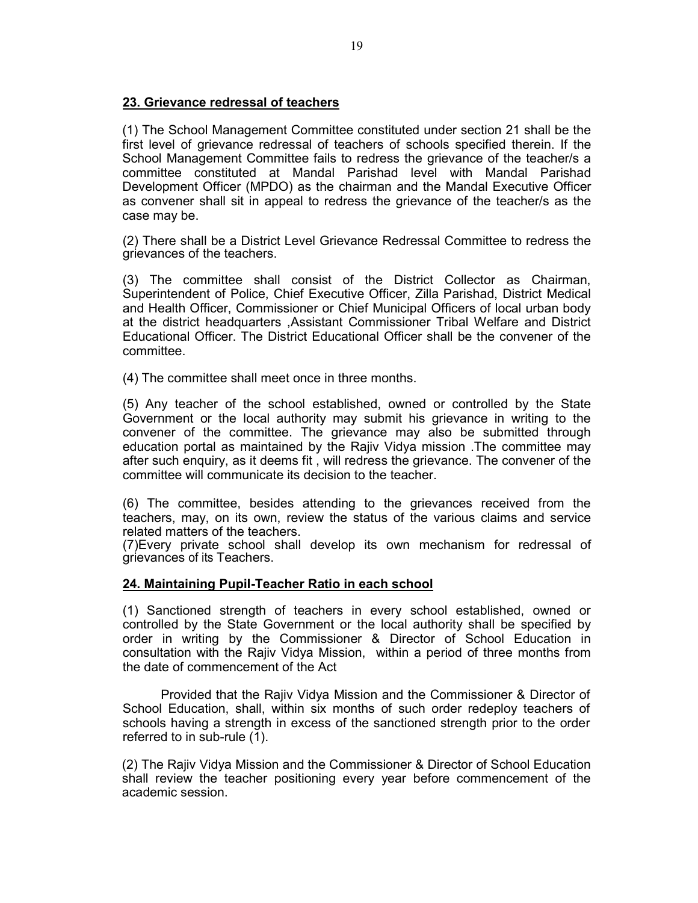## 23. Grievance redressal of teachers

(1) The School Management Committee constituted under section 21 shall be the first level of grievance redressal of teachers of schools specified therein. If the School Management Committee fails to redress the grievance of the teacher/s a committee constituted at Mandal Parishad level with Mandal Parishad Development Officer (MPDO) as the chairman and the Mandal Executive Officer as convener shall sit in appeal to redress the grievance of the teacher/s as the case may be.

(2) There shall be a District Level Grievance Redressal Committee to redress the grievances of the teachers.

(3) The committee shall consist of the District Collector as Chairman, Superintendent of Police, Chief Executive Officer, Zilla Parishad, District Medical and Health Officer, Commissioner or Chief Municipal Officers of local urban body at the district headquarters ,Assistant Commissioner Tribal Welfare and District Educational Officer. The District Educational Officer shall be the convener of the committee.

(4) The committee shall meet once in three months.

(5) Any teacher of the school established, owned or controlled by the State Government or the local authority may submit his grievance in writing to the convener of the committee. The grievance may also be submitted through education portal as maintained by the Rajiv Vidya mission .The committee may after such enquiry, as it deems fit , will redress the grievance. The convener of the committee will communicate its decision to the teacher.

(6) The committee, besides attending to the grievances received from the teachers, may, on its own, review the status of the various claims and service related matters of the teachers.

(7)Every private school shall develop its own mechanism for redressal of grievances of its Teachers.

## 24. Maintaining Pupil-Teacher Ratio in each school

(1) Sanctioned strength of teachers in every school established, owned or controlled by the State Government or the local authority shall be specified by order in writing by the Commissioner & Director of School Education in consultation with the Rajiv Vidya Mission, within a period of three months from the date of commencement of the Act

Provided that the Rajiv Vidya Mission and the Commissioner & Director of School Education, shall, within six months of such order redeploy teachers of schools having a strength in excess of the sanctioned strength prior to the order referred to in sub-rule (1).

(2) The Rajiv Vidya Mission and the Commissioner & Director of School Education shall review the teacher positioning every year before commencement of the academic session.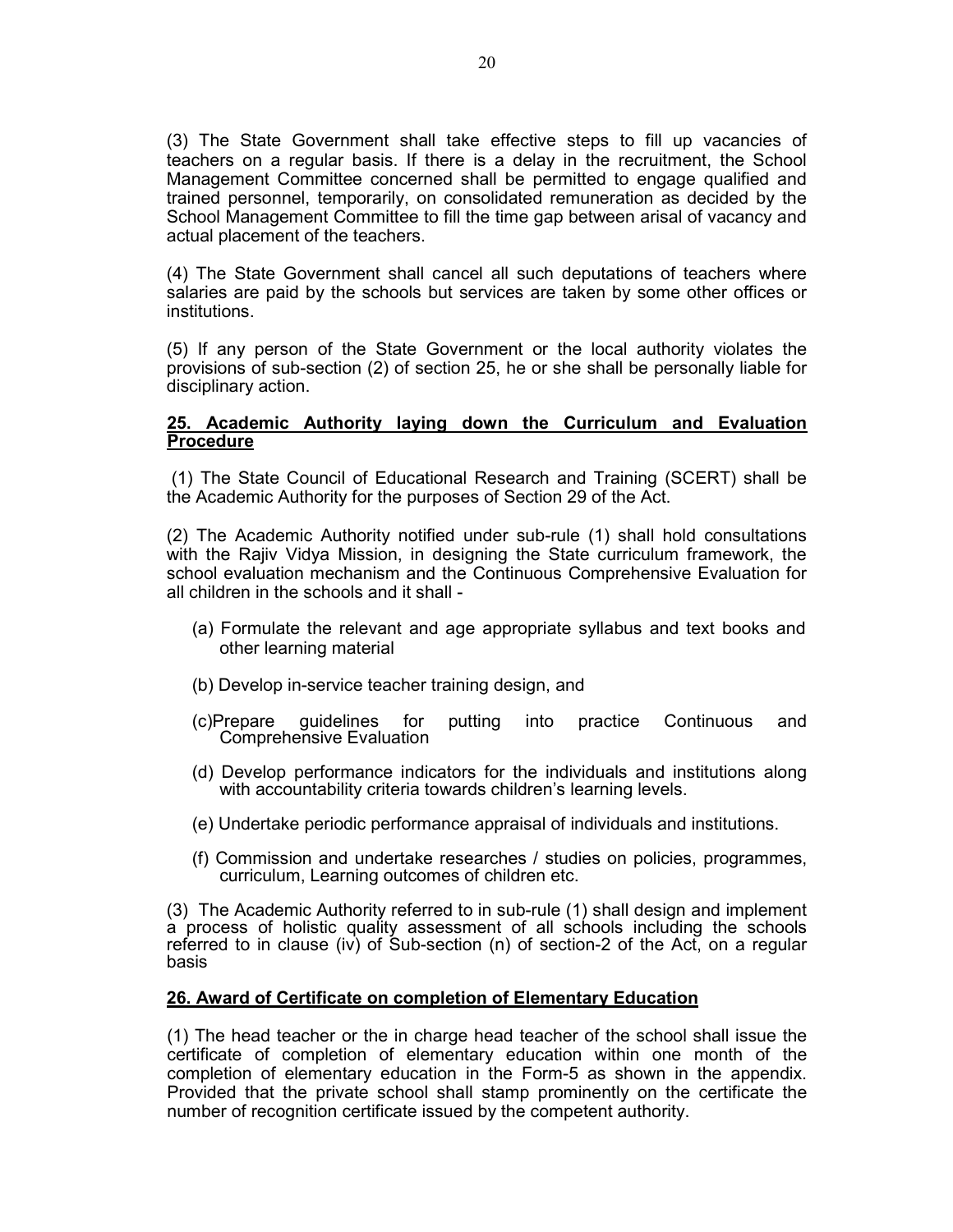(3) The State Government shall take effective steps to fill up vacancies of teachers on a regular basis. If there is a delay in the recruitment, the School Management Committee concerned shall be permitted to engage qualified and trained personnel, temporarily, on consolidated remuneration as decided by the School Management Committee to fill the time gap between arisal of vacancy and actual placement of the teachers.

(4) The State Government shall cancel all such deputations of teachers where salaries are paid by the schools but services are taken by some other offices or institutions.

(5) If any person of the State Government or the local authority violates the provisions of sub-section (2) of section 25, he or she shall be personally liable for disciplinary action.

## 25. Academic Authority laying down the Curriculum and Evaluation Procedure

(1) The State Council of Educational Research and Training (SCERT) shall be the Academic Authority for the purposes of Section 29 of the Act.

(2) The Academic Authority notified under sub-rule (1) shall hold consultations with the Rajiv Vidya Mission, in designing the State curriculum framework, the school evaluation mechanism and the Continuous Comprehensive Evaluation for all children in the schools and it shall -

(a) Formulate the relevant and age appropriate syllabus and text books and other learning material

(b) Develop in-service teacher training design, and

(c)Prepare guidelines for putting into practice Continuous and Comprehensive Evaluation

(d) Develop performance indicators for the individuals and institutions along with accountability criteria towards children's learning levels.

(e) Undertake periodic performance appraisal of individuals and institutions.

(f) Commission and undertake researches / studies on policies, programmes, curriculum, Learning outcomes of children etc.

(3) The Academic Authority referred to in sub-rule (1) shall design and implement a process of holistic quality assessment of all schools including the schools referred to in clause (iv) of Sub-section (n) of section-2 of the Act, on a regular basis

## 26. Award of Certificate on completion of Elementary Education

(1) The head teacher or the in charge head teacher of the school shall issue the certificate of completion of elementary education within one month of the completion of elementary education in the Form-5 as shown in the appendix. Provided that the private school shall stamp prominently on the certificate the number of recognition certificate issued by the competent authority.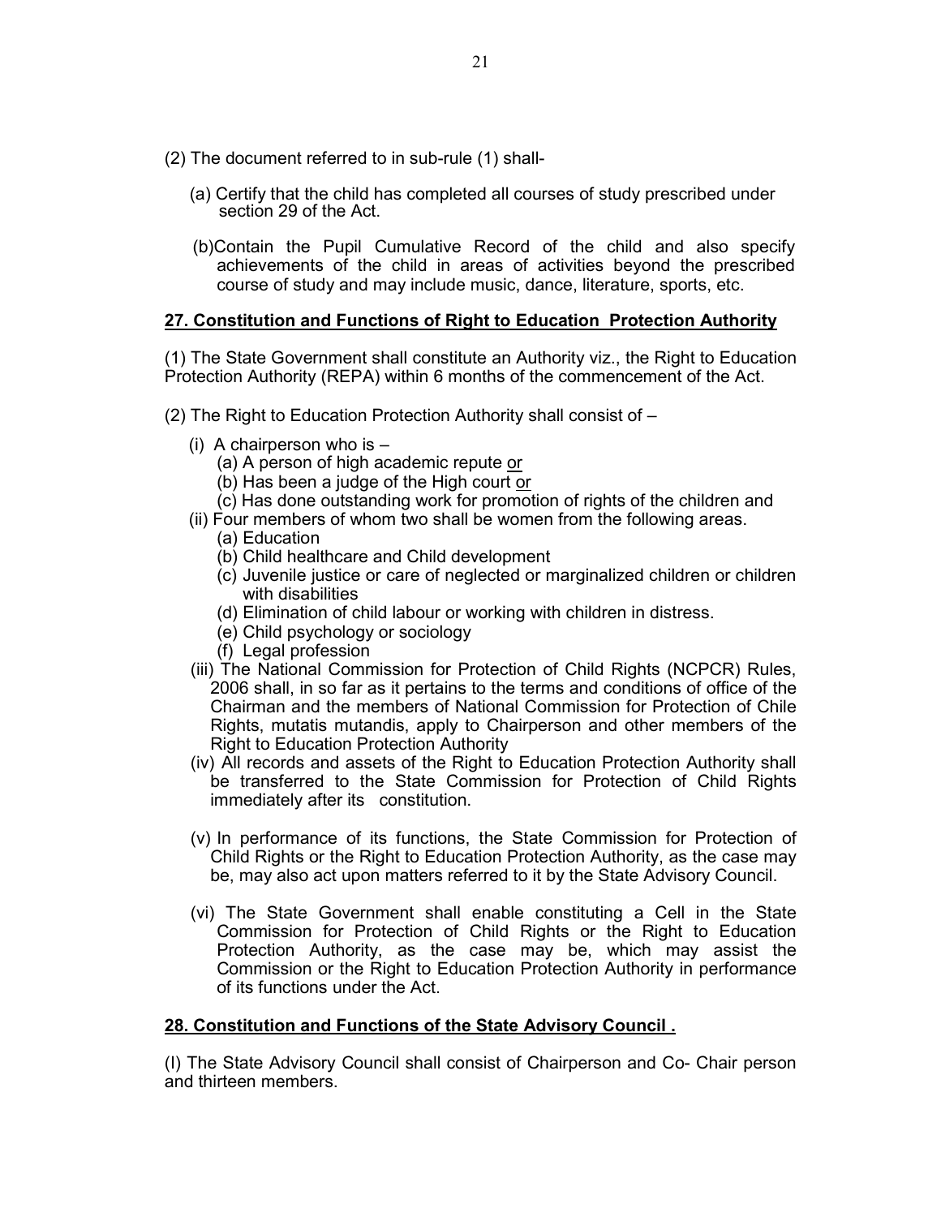(2) The document referred to in sub-rule (1) shall-

(a) Certify that the child has completed all courses of study prescribed under section 29 of the Act.

(b)Contain the Pupil Cumulative Record of the child and also specify achievements of the child in areas of activities beyond the prescribed course of study and may include music, dance, literature, sports, etc.

## 27. Constitution and Functions of Right to Education Protection Authority

(1) The State Government shall constitute an Authority viz., the Right to Education Protection Authority (REPA) within 6 months of the commencement of the Act.

(2) The Right to Education Protection Authority shall consist of –

(i) A chairperson who is –
   (a) A person of high academic repute or
   (b) Has been a judge of the High court or
   (c) Has done outstanding work for promotion of rights of the children and

(ii) Four members of whom two shall be women from the following areas.
   (a) Education
   (b) Child healthcare and Child development
   (c) Juvenile justice or care of neglected or marginalized children or children with disabilities
   (d) Elimination of child labour or working with children in distress.
   (e) Child psychology or sociology
   (f) Legal profession

(iii) The National Commission for Protection of Child Rights (NCPCR) Rules, 2006 shall, in so far as it pertains to the terms and conditions of office of the Chairman and the members of National Commission for Protection of Chile Rights, mutatis mutandis, apply to Chairperson and other members of the Right to Education Protection Authority

(iv) All records and assets of the Right to Education Protection Authority shall be transferred to the State Commission for Protection of Child Rights immediately after its constitution.

(v) In performance of its functions, the State Commission for Protection of Child Rights or the Right to Education Protection Authority, as the case may be, may also act upon matters referred to it by the State Advisory Council.

(vi) The State Government shall enable constituting a Cell in the State Commission for Protection of Child Rights or the Right to Education Protection Authority, as the case may be, which may assist the Commission or the Right to Education Protection Authority in performance of its functions under the Act.

## 28. Constitution and Functions of the State Advisory Council .

(I) The State Advisory Council shall consist of Chairperson and Co- Chair person and thirteen members.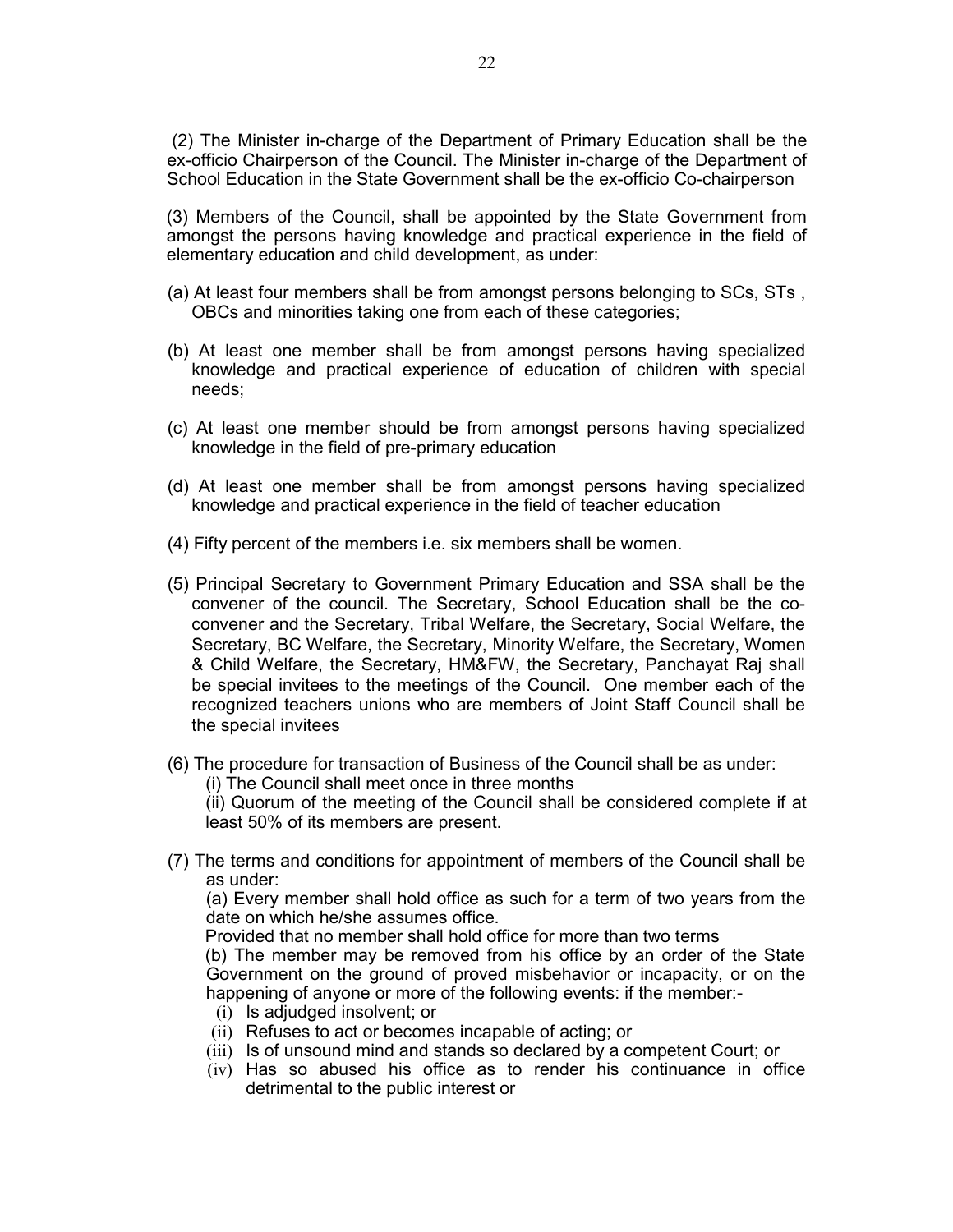(2) The Minister in-charge of the Department of Primary Education shall be the ex-officio Chairperson of the Council. The Minister in-charge of the Department of School Education in the State Government shall be the ex-officio Co-chairperson

(3) Members of the Council, shall be appointed by the State Government from amongst the persons having knowledge and practical experience in the field of elementary education and child development, as under:

(a) At least four members shall be from amongst persons belonging to SCs, STs , OBCs and minorities taking one from each of these categories;

(b) At least one member shall be from amongst persons having specialized knowledge and practical experience of education of children with special needs;

(c) At least one member should be from amongst persons having specialized knowledge in the field of pre-primary education

(d) At least one member shall be from amongst persons having specialized knowledge and practical experience in the field of teacher education

(4) Fifty percent of the members i.e. six members shall be women.

(5) Principal Secretary to Government Primary Education and SSA shall be the convener of the council. The Secretary, School Education shall be the co-convener and the Secretary, Tribal Welfare, the Secretary, Social Welfare, the Secretary, BC Welfare, the Secretary, Minority Welfare, the Secretary, Women & Child Welfare, the Secretary, HM&FW, the Secretary, Panchayat Raj shall be special invitees to the meetings of the Council. One member each of the recognized teachers unions who are members of Joint Staff Council shall be the special invitees

(6) The procedure for transaction of Business of the Council shall be as under:

(i) The Council shall meet once in three months

(ii) Quorum of the meeting of the Council shall be considered complete if at least 50% of its members are present.

(7) The terms and conditions for appointment of members of the Council shall be as under:

(a) Every member shall hold office as such for a term of two years from the date on which he/she assumes office.

Provided that no member shall hold office for more than two terms

(b) The member may be removed from his office by an order of the State Government on the ground of proved misbehavior or incapacity, or on the happening of anyone or more of the following events: if the member:-

(i) Is adjudged insolvent; or
(ii) Refuses to act or becomes incapable of acting; or
(iii) Is of unsound mind and stands so declared by a competent Court; or
(iv) Has so abused his office as to render his continuance in office detrimental to the public interest or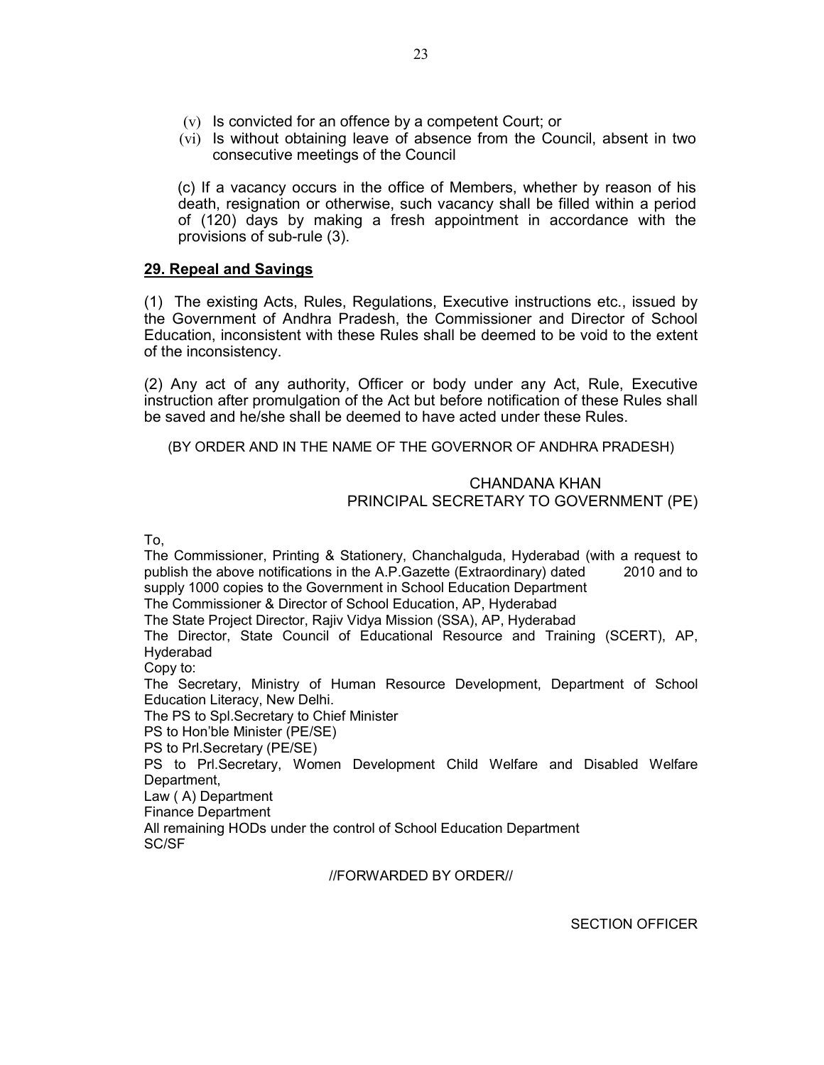(v) Is convicted for an offence by a competent Court; or

(vi) Is without obtaining leave of absence from the Council, absent in two consecutive meetings of the Council

(c) If a vacancy occurs in the office of Members, whether by reason of his death, resignation or otherwise, such vacancy shall be filled within a period of (120) days by making a fresh appointment in accordance with the provisions of sub-rule (3).

## 29. Repeal and Savings

(1) The existing Acts, Rules, Regulations, Executive instructions etc., issued by the Government of Andhra Pradesh, the Commissioner and Director of School Education, inconsistent with these Rules shall be deemed to be void to the extent of the inconsistency.

(2) Any act of any authority, Officer or body under any Act, Rule, Executive instruction after promulgation of the Act but before notification of these Rules shall be saved and he/she shall be deemed to have acted under these Rules.

(BY ORDER AND IN THE NAME OF THE GOVERNOR OF ANDHRA PRADESH)

CHANDANA KHAN
PRINCIPAL SECRETARY TO GOVERNMENT (PE)

To,
The Commissioner, Printing & Stationery, Chanchalguda, Hyderabad (with a request to publish the above notifications in the A.P.Gazette (Extraordinary) dated 2010 and to supply 1000 copies to the Government in School Education Department
The Commissioner & Director of School Education, AP, Hyderabad
The State Project Director, Rajiv Vidya Mission (SSA), AP, Hyderabad
The Director, State Council of Educational Resource and Training (SCERT), AP, Hyderabad
Copy to:
The Secretary, Ministry of Human Resource Development, Department of School Education Literacy, New Delhi.
The PS to Spl.Secretary to Chief Minister
PS to Hon'ble Minister (PE/SE)
PS to Prl.Secretary (PE/SE)
PS to Prl.Secretary, Women Development Child Welfare and Disabled Welfare Department,
Law ( A) Department
Finance Department
All remaining HODs under the control of School Education Department
SC/SF

//FORWARDED BY ORDER//

SECTION OFFICER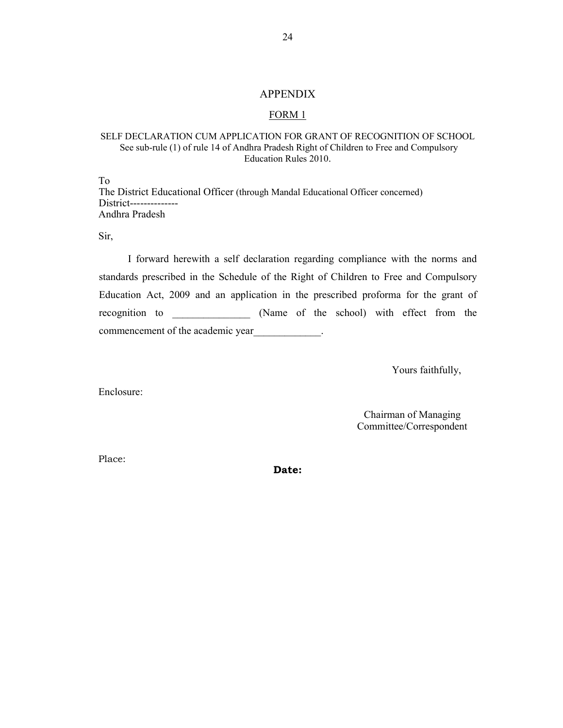# APPENDIX

## FORM 1

SELF DECLARATION CUM APPLICATION FOR GRANT OF RECOGNITION OF SCHOOL
See sub-rule (1) of rule 14 of Andhra Pradesh Right of Children to Free and Compulsory Education Rules 2010.

To
The District Educational Officer (through Mandal Educational Officer concerned)
District--------------
Andhra Pradesh

Sir,

I forward herewith a self declaration regarding compliance with the norms and standards prescribed in the Schedule of the Right of Children to Free and Compulsory Education Act, 2009 and an application in the prescribed proforma for the grant of recognition to _______________ (Name of the school) with effect from the commencement of the academic year_____________.

Yours faithfully,

Enclosure:

Chairman of Managing Committee/Correspondent

Place:

**Date:**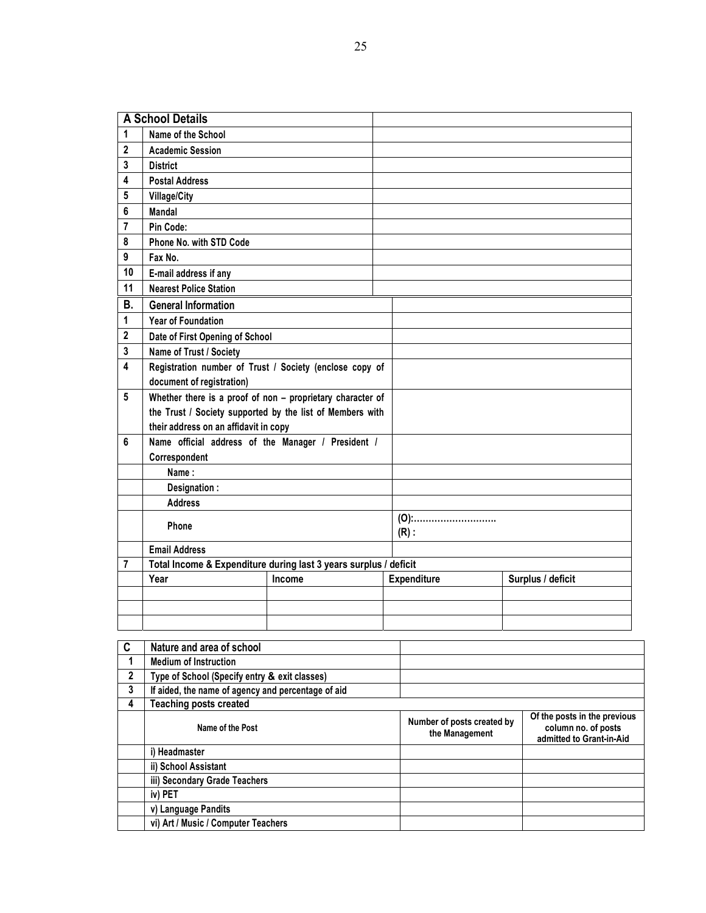| A | School Details | |
|---|---|---|
| 1 | Name of the School | |
| 2 | Academic Session | |
| 3 | District | |
| 4 | Postal Address | |
| 5 | Village/City | |
| 6 | Mandal | |
| 7 | Pin Code: | |
| 8 | Phone No. with STD Code | |
| 9 | Fax No. | |
| 10 | E-mail address if any | |
| 11 | Nearest Police Station | |

| B. | General Information | | | |
|---|---|---|---|---|
| 1 | Year of Foundation | | | |
| 2 | Date of First Opening of School | | | |
| 3 | Name of Trust / Society | | | |
| 4 | Registration number of Trust / Society (enclose copy of document of registration) | | | |
| 5 | Whether there is a proof of non – proprietary character of the Trust / Society supported by the list of Members with their address on an affidavit in copy | | | |
| 6 | Name official address of the Manager / President / Correspondent | | | |
| | Name : | | | |
| | Designation : | | | |
| | Address | | | |
| | Phone | | (O):……………………….. (R) : | |
| | Email Address | | | |
| 7 | Total Income & Expenditure during last 3 years surplus / deficit | | | |
| | Year | Income | Expenditure | Surplus / deficit |
| | | | | |
| | | | | |
| | | | | |

| C | Nature and area of school | | |
|---|---|---|---|
| 1 | Medium of Instruction | | |
| 2 | Type of School (Specify entry & exit classes) | | |
| 3 | If aided, the name of agency and percentage of aid | | |
| 4 | Teaching posts created | | |
| | Name of the Post | Number of posts created by the Management | Of the posts in the previous column no. of posts admitted to Grant-in-Aid |
| | i) Headmaster | | |
| | ii) School Assistant | | |
| | iii) Secondary Grade Teachers | | |
| | iv) PET | | |
| | v) Language Pandits | | |
| | vi) Art / Music / Computer Teachers | | |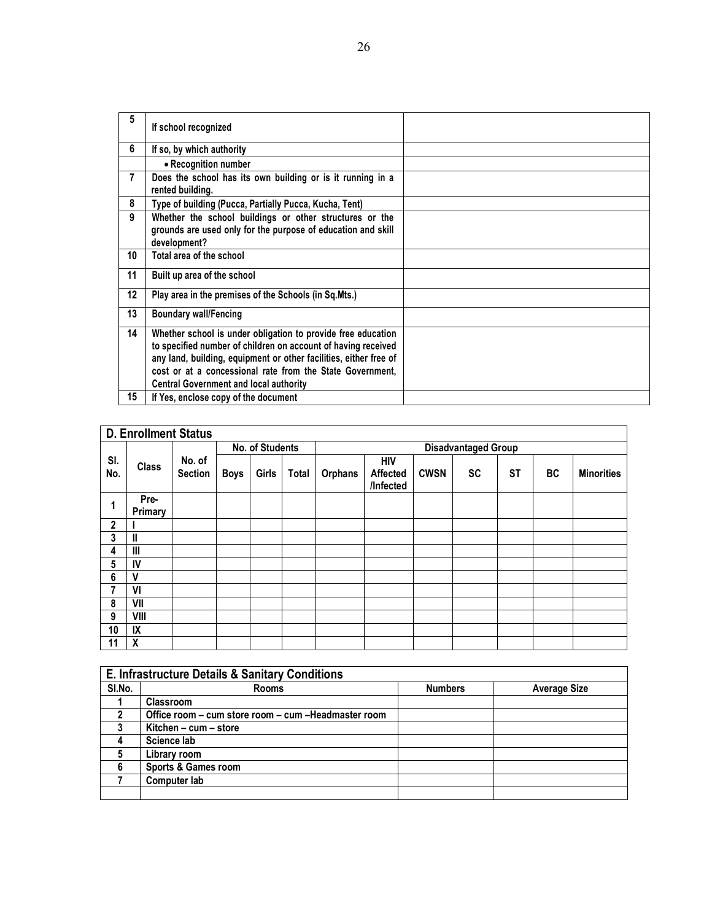| 5 | If school recognized | |
|---|---|---|
| 6 | If so, by which authority | |
| | • Recognition number | |
| 7 | Does the school has its own building or is it running in a rented building. | |
| 8 | Type of building (Pucca, Partially Pucca, Kucha, Tent) | |
| 9 | Whether the school buildings or other structures or the grounds are used only for the purpose of education and skill development? | |
| 10 | Total area of the school | |
| 11 | Built up area of the school | |
| 12 | Play area in the premises of the Schools (in Sq.Mts.) | |
| 13 | Boundary wall/Fencing | |
| 14 | Whether school is under obligation to provide free education to specified number of children on account of having received any land, building, equipment or other facilities, either free of cost or at a concessional rate from the State Government, Central Government and local authority | |
| 15 | If Yes, enclose copy of the document | |

**D. Enrollment Status**

| Sl. No. | Class | No. of Section | No. of Students | | | Disadvantaged Group | | | | | | |
|---|---|---|---|---|---|---|---|---|---|---|---|---|
| | | | Boys | Girls | Total | Orphans | HIV Affected /Infected | CWSN | SC | ST | BC | Minorities |
| 1 | Pre-Primary | | | | | | | | | | | |
| 2 | I | | | | | | | | | | | |
| 3 | II | | | | | | | | | | | |
| 4 | III | | | | | | | | | | | |
| 5 | IV | | | | | | | | | | | |
| 6 | V | | | | | | | | | | | |
| 7 | VI | | | | | | | | | | | |
| 8 | VII | | | | | | | | | | | |
| 9 | VIII | | | | | | | | | | | |
| 10 | IX | | | | | | | | | | | |
| 11 | X | | | | | | | | | | | |

**E. Infrastructure Details & Sanitary Conditions**

| Sl.No. | Rooms | Numbers | Average Size |
|---|---|---|---|
| 1 | Classroom | | |
| 2 | Office room – cum store room – cum –Headmaster room | | |
| 3 | Kitchen – cum – store | | |
| 4 | Science lab | | |
| 5 | Library room | | |
| 6 | Sports & Games room | | |
| 7 | Computer lab | | |
| | | | |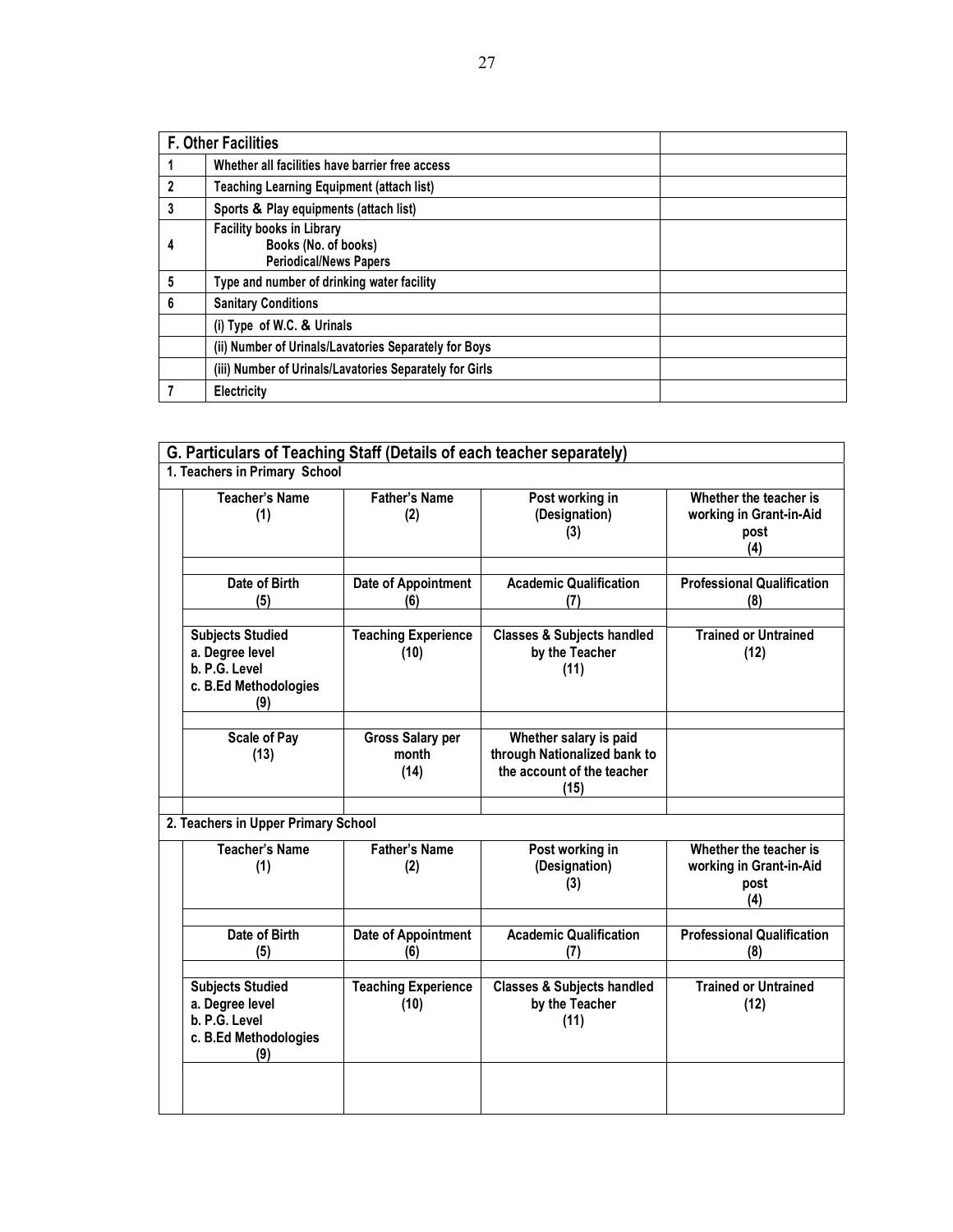| **F. Other Facilities** | | |
|---|---|---|
| 1 | Whether all facilities have barrier free access | |
| 2 | Teaching Learning Equipment (attach list) | |
| 3 | Sports & Play equipments (attach list) | |
| 4 | Facility books in Library<br>Books (No. of books)<br>Periodical/News Papers | |
| 5 | Type and number of drinking water facility | |
| 6 | Sanitary Conditions | |
| | (i) Type of W.C. & Urinals | |
| | (ii) Number of Urinals/Lavatories Separately for Boys | |
| | (iii) Number of Urinals/Lavatories Separately for Girls | |
| 7 | Electricity | |

## G. Particulars of Teaching Staff (Details of each teacher separately)

**1. Teachers in Primary School**

| Teacher's Name (1) | Father's Name (2) | Post working in (Designation) (3) | Whether the teacher is working in Grant-in-Aid post (4) |
|---|---|---|---|
| | | | |
| **Date of Birth (5)** | **Date of Appointment (6)** | **Academic Qualification (7)** | **Professional Qualification (8)** |
| | | | |
| **Subjects Studied**<br>a. Degree level<br>b. P.G. Level<br>c. B.Ed Methodologies<br>(9) | **Teaching Experience (10)** | **Classes & Subjects handled by the Teacher (11)** | **Trained or Untrained (12)** |
| | | | |
| **Scale of Pay (13)** | **Gross Salary per month (14)** | **Whether salary is paid through Nationalized bank to the account of the teacher (15)** | |
| | | | |

**2. Teachers in Upper Primary School**

| Teacher's Name (1) | Father's Name (2) | Post working in (Designation) (3) | Whether the teacher is working in Grant-in-Aid post (4) |
|---|---|---|---|
| | | | |
| **Date of Birth (5)** | **Date of Appointment (6)** | **Academic Qualification (7)** | **Professional Qualification (8)** |
| | | | |
| **Subjects Studied**<br>a. Degree level<br>b. P.G. Level<br>c. B.Ed Methodologies<br>(9) | **Teaching Experience (10)** | **Classes & Subjects handled by the Teacher (11)** | **Trained or Untrained (12)** |
| | | | |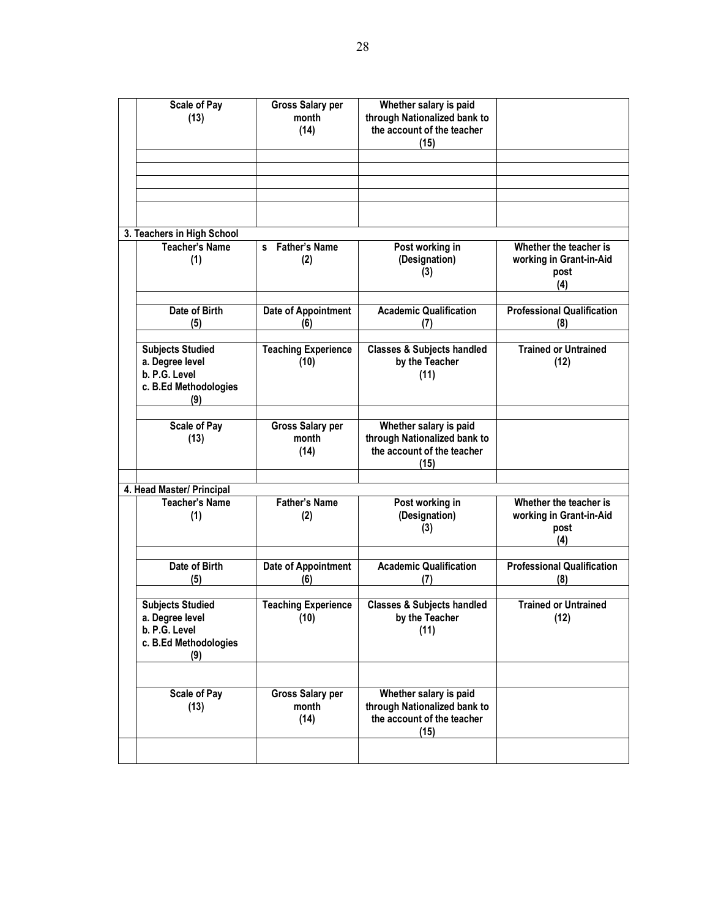| Scale of Pay (13) | Gross Salary per month (14) | Whether salary is paid through Nationalized bank to the account of the teacher (15) | |
|---|---|---|---|
| | | | |
| | | | |
| | | | |
| | | | |
| | | | |

3. Teachers in High School

| Teacher's Name (1) | s Father's Name (2) | Post working in (Designation) (3) | Whether the teacher is working in Grant-in-Aid post (4) |
|---|---|---|---|
| | | | |
| **Date of Birth (5)** | **Date of Appointment (6)** | **Academic Qualification (7)** | **Professional Qualification (8)** |
| | | | |
| **Subjects Studied<br>a. Degree level<br>b. P.G. Level<br>c. B.Ed Methodologies<br>(9)** | **Teaching Experience (10)** | **Classes & Subjects handled by the Teacher (11)** | **Trained or Untrained (12)** |
| | | | |
| **Scale of Pay (13)** | **Gross Salary per month (14)** | **Whether salary is paid through Nationalized bank to the account of the teacher (15)** | |
| | | | |

4. Head Master/ Principal

| Teacher's Name (1) | Father's Name (2) | Post working in (Designation) (3) | Whether the teacher is working in Grant-in-Aid post (4) |
|---|---|---|---|
| | | | |
| **Date of Birth (5)** | **Date of Appointment (6)** | **Academic Qualification (7)** | **Professional Qualification (8)** |
| | | | |
| **Subjects Studied<br>a. Degree level<br>b. P.G. Level<br>c. B.Ed Methodologies<br>(9)** | **Teaching Experience (10)** | **Classes & Subjects handled by the Teacher (11)** | **Trained or Untrained (12)** |
| | | | |
| **Scale of Pay (13)** | **Gross Salary per month (14)** | **Whether salary is paid through Nationalized bank to the account of the teacher (15)** | |
| | | | |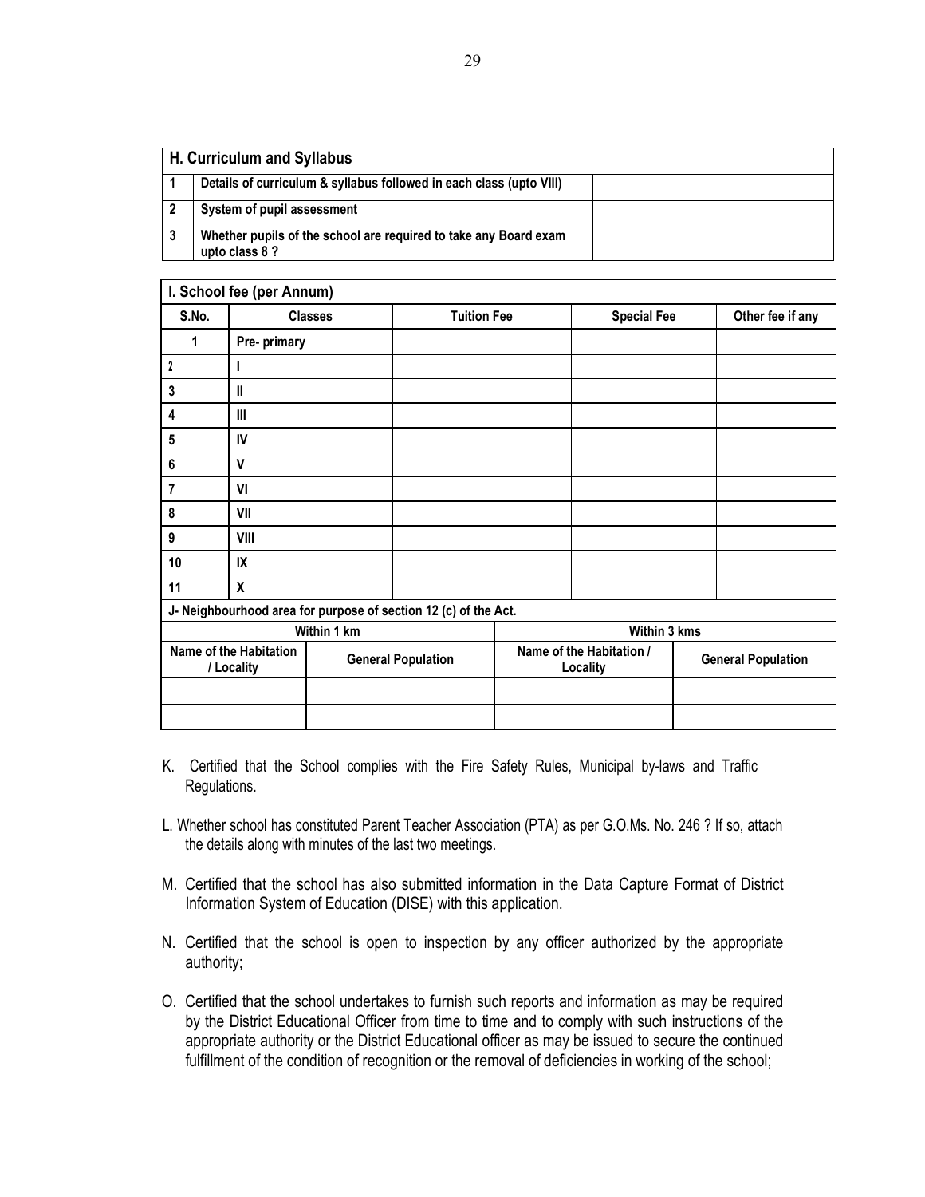| H. Curriculum and Syllabus | | |
|---|---|---|
| 1 | Details of curriculum & syllabus followed in each class (upto VIII) | |
| 2 | System of pupil assessment | |
| 3 | Whether pupils of the school are required to take any Board exam upto class 8 ? | |

**I. School fee (per Annum)**

| S.No. | Classes | Tuition Fee | Special Fee | Other fee if any |
|---|---|---|---|---|
| 1 | Pre- primary | | | |
| 2 | I | | | |
| 3 | II | | | |
| 4 | III | | | |
| 5 | IV | | | |
| 6 | V | | | |
| 7 | VI | | | |
| 8 | VII | | | |
| 9 | VIII | | | |
| 10 | IX | | | |
| 11 | X | | | |

**J- Neighbourhood area for purpose of section 12 (c) of the Act.**

| Within 1 km | | Within 3 kms | |
|---|---|---|---|
| Name of the Habitation / Locality | General Population | Name of the Habitation / Locality | General Population |
| | | | |
| | | | |

K. Certified that the School complies with the Fire Safety Rules, Municipal by-laws and Traffic Regulations.

L. Whether school has constituted Parent Teacher Association (PTA) as per G.O.Ms. No. 246 ? If so, attach the details along with minutes of the last two meetings.

M. Certified that the school has also submitted information in the Data Capture Format of District Information System of Education (DISE) with this application.

N. Certified that the school is open to inspection by any officer authorized by the appropriate authority;

O. Certified that the school undertakes to furnish such reports and information as may be required by the District Educational Officer from time to time and to comply with such instructions of the appropriate authority or the District Educational officer as may be issued to secure the continued fulfillment of the condition of recognition or the removal of deficiencies in working of the school;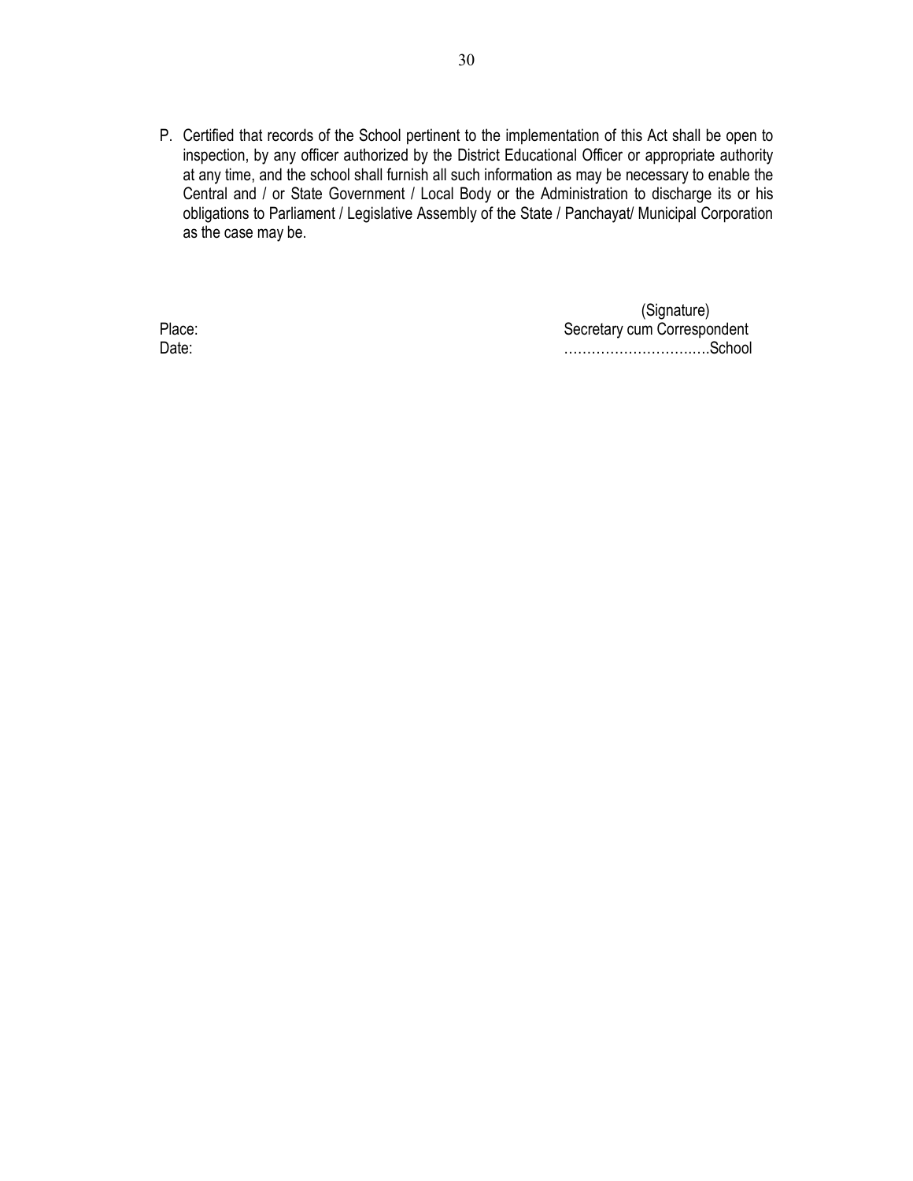P. Certified that records of the School pertinent to the implementation of this Act shall be open to inspection, by any officer authorized by the District Educational Officer or appropriate authority at any time, and the school shall furnish all such information as may be necessary to enable the Central and / or State Government / Local Body or the Administration to discharge its or his obligations to Parliament / Legislative Assembly of the State / Panchayat/ Municipal Corporation as the case may be.

(Signature)
Secretary cum Correspondent
…………………………School

Place:
Date: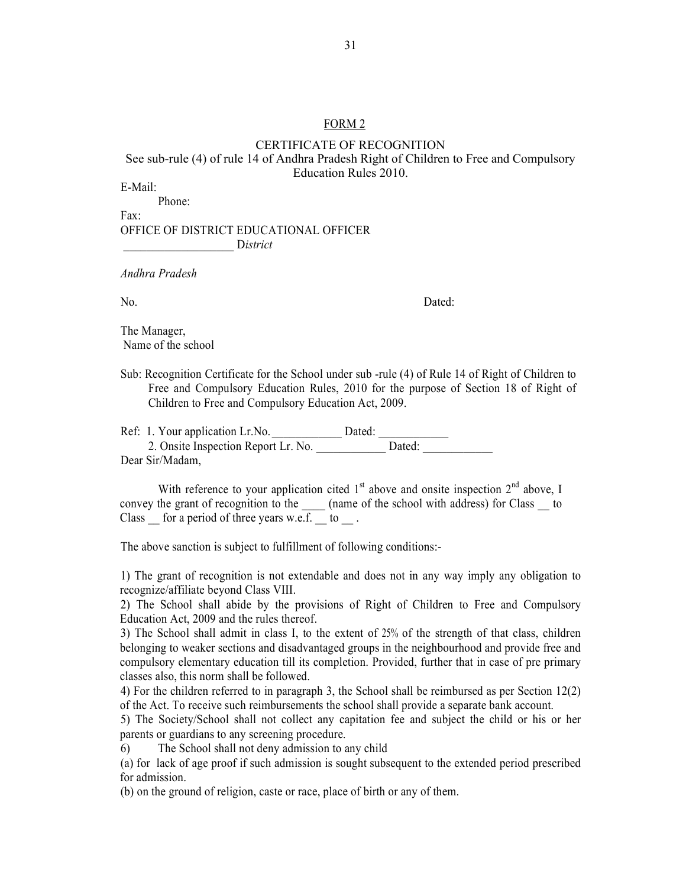## FORM 2

### CERTIFICATE OF RECOGNITION

See sub-rule (4) of rule 14 of Andhra Pradesh Right of Children to Free and Compulsory Education Rules 2010.

E-Mail:

Phone:

Fax:

OFFICE OF DISTRICT EDUCATIONAL OFFICER

__________________ *District*

*Andhra Pradesh*

No. Dated:

The Manager,
Name of the school

Sub: Recognition Certificate for the School under sub -rule (4) of Rule 14 of Right of Children to Free and Compulsory Education Rules, 2010 for the purpose of Section 18 of Right of Children to Free and Compulsory Education Act, 2009.

Ref: 1. Your application Lr.No.___________ Dated: ___________
2. Onsite Inspection Report Lr. No. ___________ Dated: ___________

Dear Sir/Madam,

With reference to your application cited 1st above and onsite inspection 2nd above, I convey the grant of recognition to the ____ (name of the school with address) for Class __ to Class __ for a period of three years w.e.f. __ to __ .

The above sanction is subject to fulfillment of following conditions:-

1) The grant of recognition is not extendable and does not in any way imply any obligation to recognize/affiliate beyond Class VIII.

2) The School shall abide by the provisions of Right of Children to Free and Compulsory Education Act, 2009 and the rules thereof.

3) The School shall admit in class I, to the extent of 25% of the strength of that class, children belonging to weaker sections and disadvantaged groups in the neighbourhood and provide free and compulsory elementary education till its completion. Provided, further that in case of pre primary classes also, this norm shall be followed.

4) For the children referred to in paragraph 3, the School shall be reimbursed as per Section 12(2) of the Act. To receive such reimbursements the school shall provide a separate bank account.

5) The Society/School shall not collect any capitation fee and subject the child or his or her parents or guardians to any screening procedure.

6) The School shall not deny admission to any child

(a) for lack of age proof if such admission is sought subsequent to the extended period prescribed for admission.

(b) on the ground of religion, caste or race, place of birth or any of them.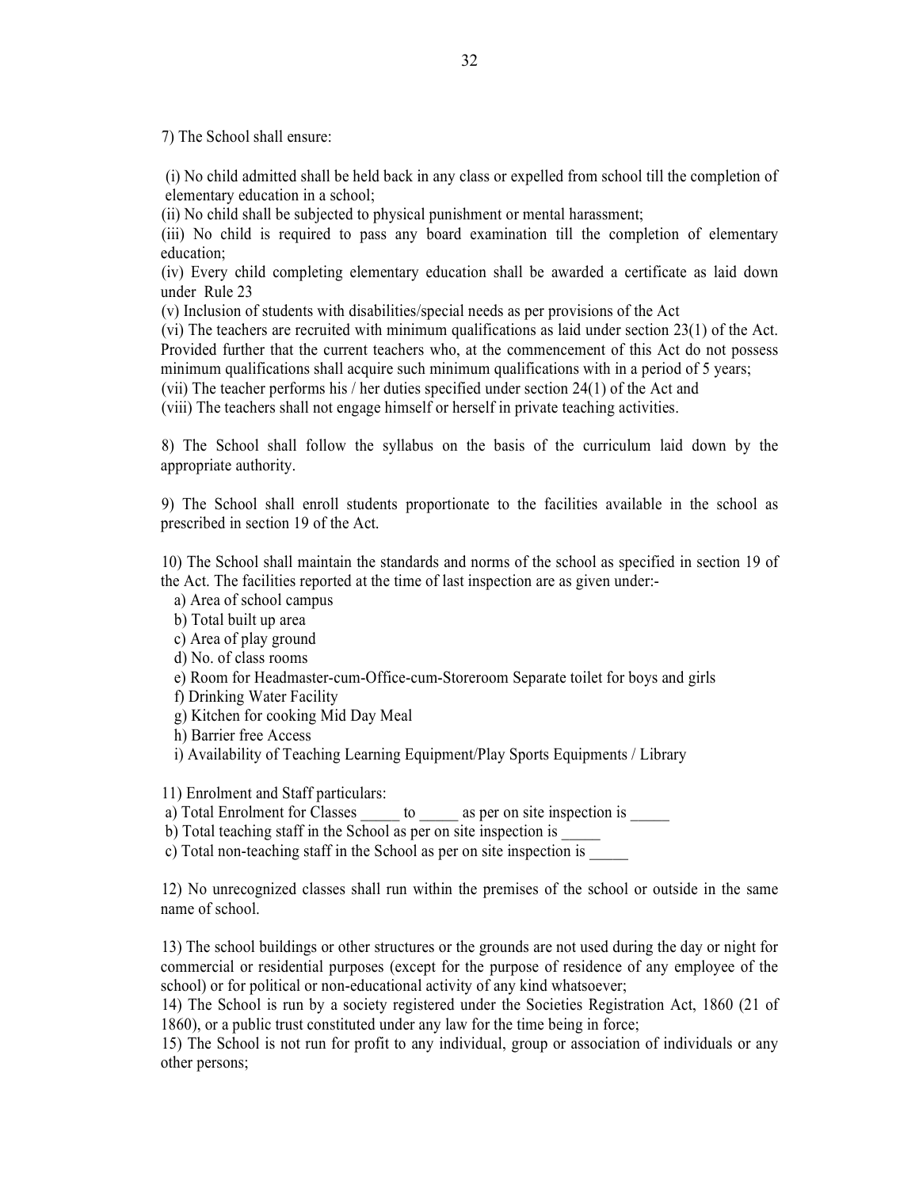7) The School shall ensure:

(i) No child admitted shall be held back in any class or expelled from school till the completion of elementary education in a school;
(ii) No child shall be subjected to physical punishment or mental harassment;
(iii) No child is required to pass any board examination till the completion of elementary education;
(iv) Every child completing elementary education shall be awarded a certificate as laid down under Rule 23
(v) Inclusion of students with disabilities/special needs as per provisions of the Act
(vi) The teachers are recruited with minimum qualifications as laid under section 23(1) of the Act. Provided further that the current teachers who, at the commencement of this Act do not possess minimum qualifications shall acquire such minimum qualifications with in a period of 5 years;
(vii) The teacher performs his / her duties specified under section 24(1) of the Act and
(viii) The teachers shall not engage himself or herself in private teaching activities.

8) The School shall follow the syllabus on the basis of the curriculum laid down by the appropriate authority.

9) The School shall enroll students proportionate to the facilities available in the school as prescribed in section 19 of the Act.

10) The School shall maintain the standards and norms of the school as specified in section 19 of the Act. The facilities reported at the time of last inspection are as given under:-

a) Area of school campus
b) Total built up area
c) Area of play ground
d) No. of class rooms
e) Room for Headmaster-cum-Office-cum-Storeroom Separate toilet for boys and girls
f) Drinking Water Facility
g) Kitchen for cooking Mid Day Meal
h) Barrier free Access
i) Availability of Teaching Learning Equipment/Play Sports Equipments / Library

11) Enrolment and Staff particulars:

a) Total Enrolment for Classes _____ to _____ as per on site inspection is _____
b) Total teaching staff in the School as per on site inspection is _____
c) Total non-teaching staff in the School as per on site inspection is _____

12) No unrecognized classes shall run within the premises of the school or outside in the same name of school.

13) The school buildings or other structures or the grounds are not used during the day or night for commercial or residential purposes (except for the purpose of residence of any employee of the school) or for political or non-educational activity of any kind whatsoever;

14) The School is run by a society registered under the Societies Registration Act, 1860 (21 of 1860), or a public trust constituted under any law for the time being in force;

15) The School is not run for profit to any individual, group or association of individuals or any other persons;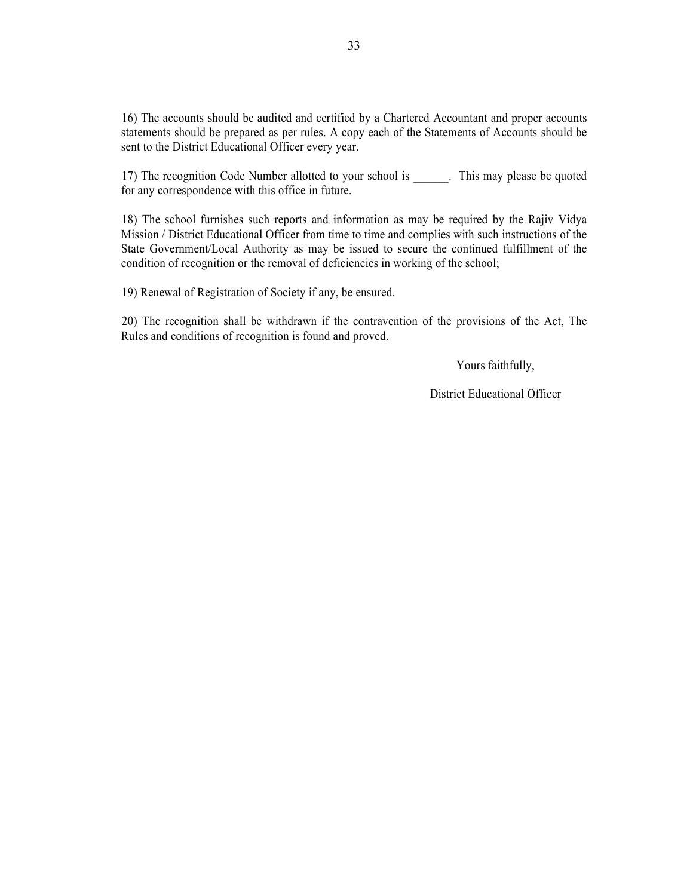16) The accounts should be audited and certified by a Chartered Accountant and proper accounts statements should be prepared as per rules. A copy each of the Statements of Accounts should be sent to the District Educational Officer every year.

17) The recognition Code Number allotted to your school is ______. This may please be quoted for any correspondence with this office in future.

18) The school furnishes such reports and information as may be required by the Rajiv Vidya Mission / District Educational Officer from time to time and complies with such instructions of the State Government/Local Authority as may be issued to secure the continued fulfillment of the condition of recognition or the removal of deficiencies in working of the school;

19) Renewal of Registration of Society if any, be ensured.

20) The recognition shall be withdrawn if the contravention of the provisions of the Act, The Rules and conditions of recognition is found and proved.

Yours faithfully,

District Educational Officer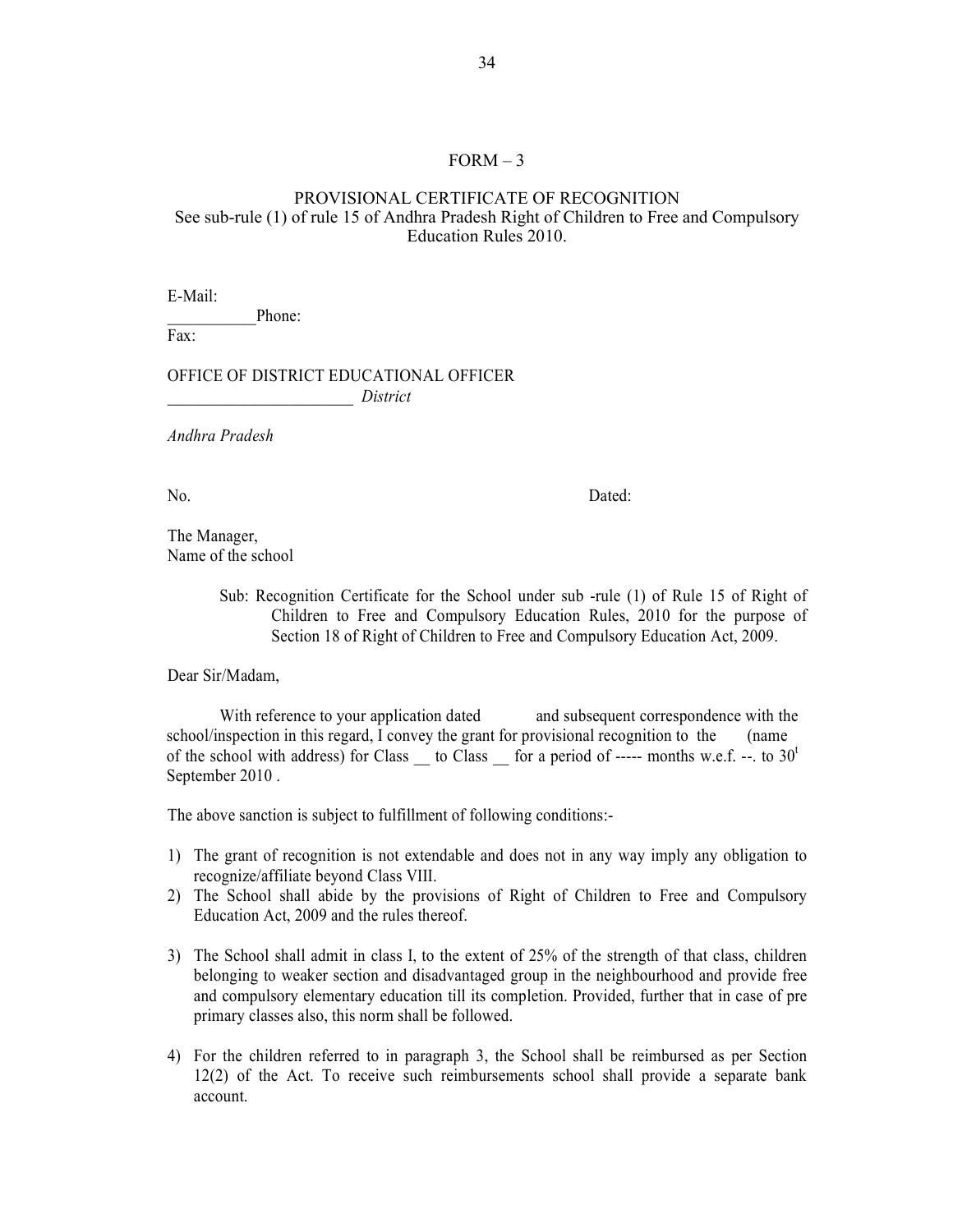# FORM – 3

## PROVISIONAL CERTIFICATE OF RECOGNITION

See sub-rule (1) of rule 15 of Andhra Pradesh Right of Children to Free and Compulsory Education Rules 2010.

E-Mail:
__________Phone:
Fax:

OFFICE OF DISTRICT EDUCATIONAL OFFICER
______________________ *District*

*Andhra Pradesh*

No. Dated:

The Manager,
Name of the school

Sub: Recognition Certificate for the School under sub -rule (1) of Rule 15 of Right of Children to Free and Compulsory Education Rules, 2010 for the purpose of Section 18 of Right of Children to Free and Compulsory Education Act, 2009.

Dear Sir/Madam,

With reference to your application dated and subsequent correspondence with the school/inspection in this regard, I convey the grant for provisional recognition to the (name of the school with address) for Class __ to Class __ for a period of ----- months w.e.f. --. to 30[t] September 2010 .

The above sanction is subject to fulfillment of following conditions:-

1) The grant of recognition is not extendable and does not in any way imply any obligation to recognize/affiliate beyond Class VIII.
2) The School shall abide by the provisions of Right of Children to Free and Compulsory Education Act, 2009 and the rules thereof.
3) The School shall admit in class I, to the extent of 25% of the strength of that class, children belonging to weaker section and disadvantaged group in the neighbourhood and provide free and compulsory elementary education till its completion. Provided, further that in case of pre primary classes also, this norm shall be followed.
4) For the children referred to in paragraph 3, the School shall be reimbursed as per Section 12(2) of the Act. To receive such reimbursements school shall provide a separate bank account.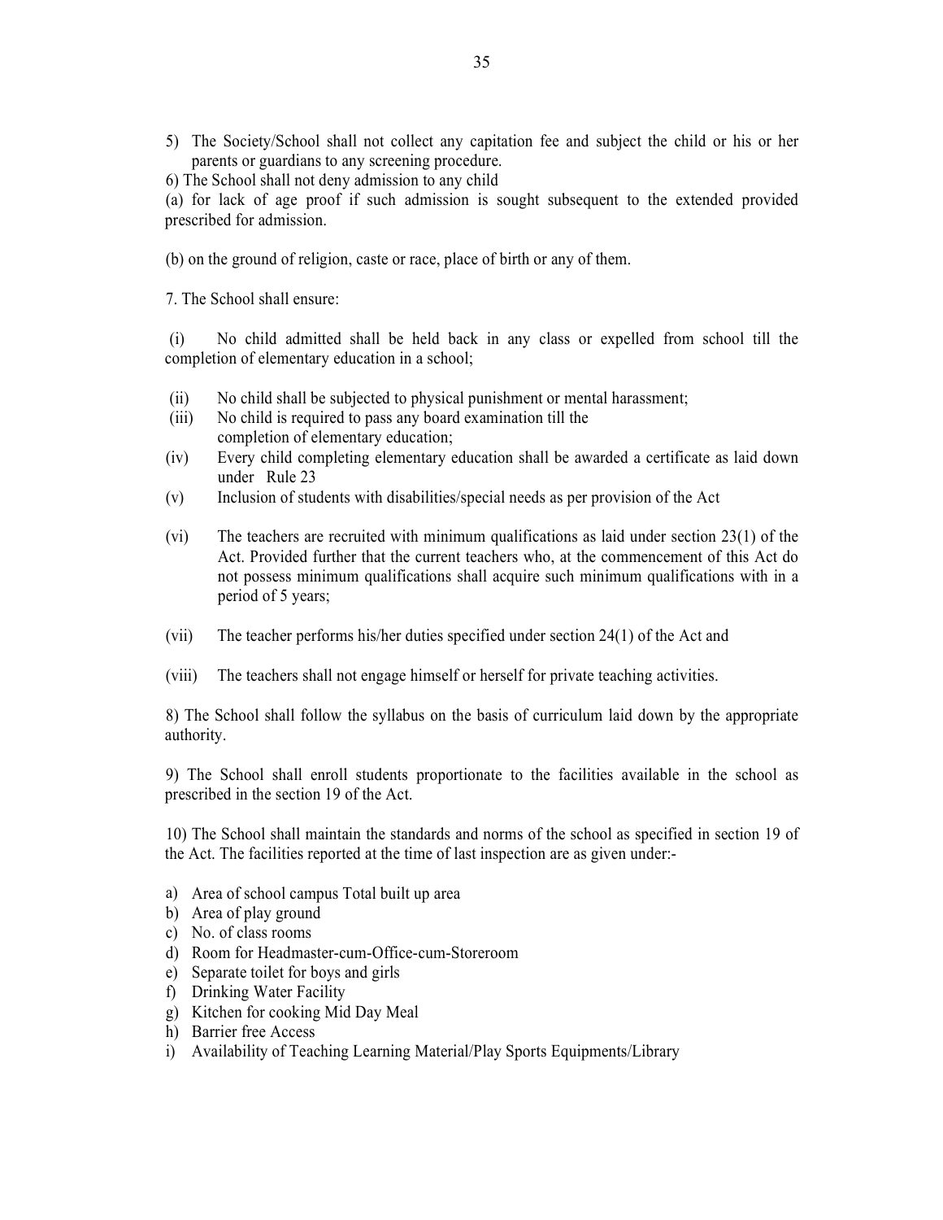5) The Society/School shall not collect any capitation fee and subject the child or his or her parents or guardians to any screening procedure.

6) The School shall not deny admission to any child

(a) for lack of age proof if such admission is sought subsequent to the extended provided prescribed for admission.

(b) on the ground of religion, caste or race, place of birth or any of them.

7. The School shall ensure:

(i) No child admitted shall be held back in any class or expelled from school till the completion of elementary education in a school;

(ii) No child shall be subjected to physical punishment or mental harassment;

(iii) No child is required to pass any board examination till the completion of elementary education;

(iv) Every child completing elementary education shall be awarded a certificate as laid down under Rule 23

(v) Inclusion of students with disabilities/special needs as per provision of the Act

(vi) The teachers are recruited with minimum qualifications as laid under section 23(1) of the Act. Provided further that the current teachers who, at the commencement of this Act do not possess minimum qualifications shall acquire such minimum qualifications with in a period of 5 years;

(vii) The teacher performs his/her duties specified under section 24(1) of the Act and

(viii) The teachers shall not engage himself or herself for private teaching activities.

8) The School shall follow the syllabus on the basis of curriculum laid down by the appropriate authority.

9) The School shall enroll students proportionate to the facilities available in the school as prescribed in the section 19 of the Act.

10) The School shall maintain the standards and norms of the school as specified in section 19 of the Act. The facilities reported at the time of last inspection are as given under:-

a) Area of school campus Total built up area
b) Area of play ground
c) No. of class rooms
d) Room for Headmaster-cum-Office-cum-Storeroom
e) Separate toilet for boys and girls
f) Drinking Water Facility
g) Kitchen for cooking Mid Day Meal
h) Barrier free Access
i) Availability of Teaching Learning Material/Play Sports Equipments/Library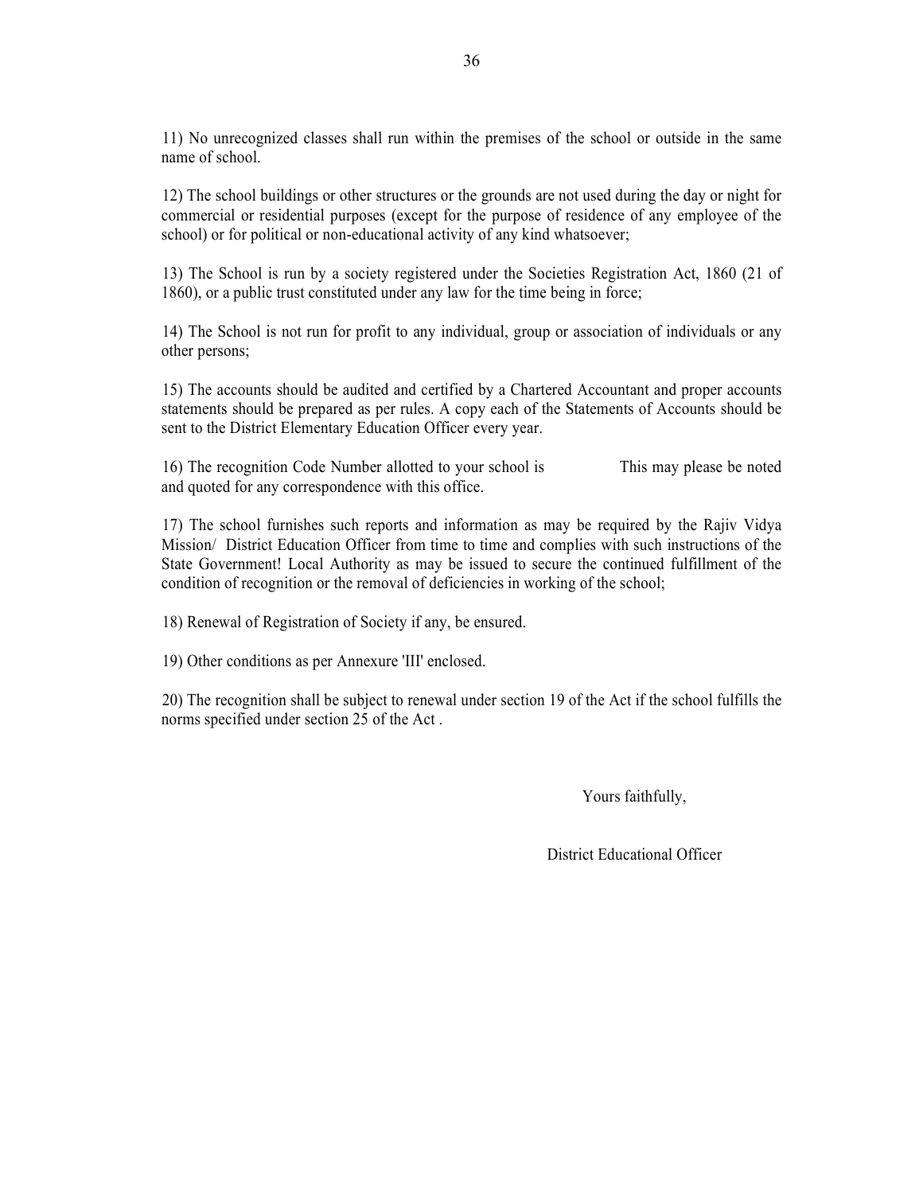11) No unrecognized classes shall run within the premises of the school or outside in the same name of school.

12) The school buildings or other structures or the grounds are not used during the day or night for commercial or residential purposes (except for the purpose of residence of any employee of the school) or for political or non-educational activity of any kind whatsoever;

13) The School is run by a society registered under the Societies Registration Act, 1860 (21 of 1860), or a public trust constituted under any law for the time being in force;

14) The School is not run for profit to any individual, group or association of individuals or any other persons;

15) The accounts should be audited and certified by a Chartered Accountant and proper accounts statements should be prepared as per rules. A copy each of the Statements of Accounts should be sent to the District Elementary Education Officer every year.

16) The recognition Code Number allotted to your school is This may please be noted and quoted for any correspondence with this office.

17) The school furnishes such reports and information as may be required by the Rajiv Vidya Mission/ District Education Officer from time to time and complies with such instructions of the State Government! Local Authority as may be issued to secure the continued fulfillment of the condition of recognition or the removal of deficiencies in working of the school;

18) Renewal of Registration of Society if any, be ensured.

19) Other conditions as per Annexure 'III' enclosed.

20) The recognition shall be subject to renewal under section 19 of the Act if the school fulfills the norms specified under section 25 of the Act .

Yours faithfully,

District Educational Officer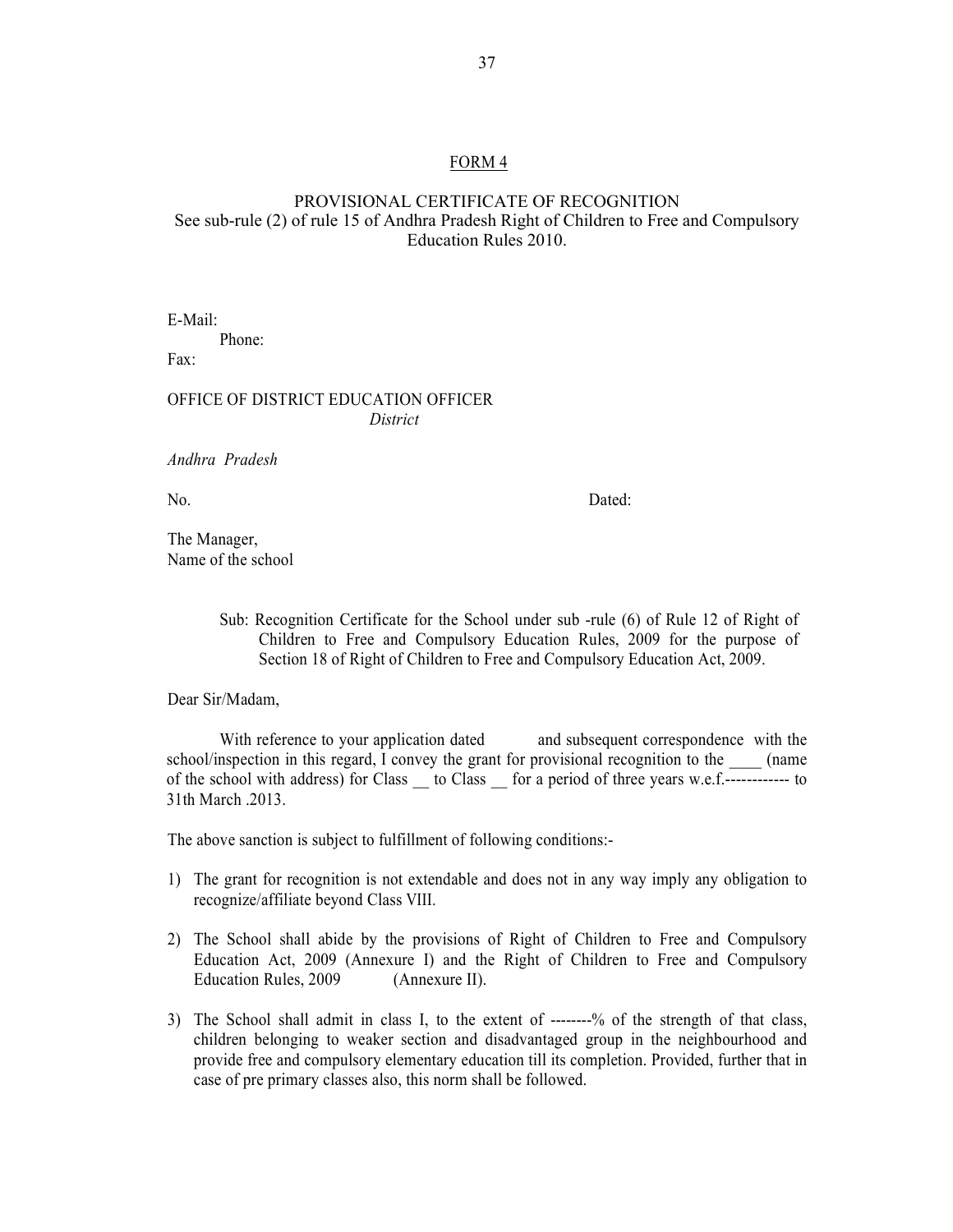# FORM 4

## PROVISIONAL CERTIFICATE OF RECOGNITION

See sub-rule (2) of rule 15 of Andhra Pradesh Right of Children to Free and Compulsory Education Rules 2010.

E-Mail:
Phone:
Fax:

OFFICE OF DISTRICT EDUCATION OFFICER
*District*

*Andhra Pradesh*

No. Dated:

The Manager,
Name of the school

Sub: Recognition Certificate for the School under sub -rule (6) of Rule 12 of Right of Children to Free and Compulsory Education Rules, 2009 for the purpose of Section 18 of Right of Children to Free and Compulsory Education Act, 2009.

Dear Sir/Madam,

With reference to your application dated and subsequent correspondence with the school/inspection in this regard, I convey the grant for provisional recognition to the ____ (name of the school with address) for Class __ to Class __ for a period of three years w.e.f.------------ to 31th March .2013.

The above sanction is subject to fulfillment of following conditions:-

1) The grant for recognition is not extendable and does not in any way imply any obligation to recognize/affiliate beyond Class VIII.

2) The School shall abide by the provisions of Right of Children to Free and Compulsory Education Act, 2009 (Annexure I) and the Right of Children to Free and Compulsory Education Rules, 2009 (Annexure II).

3) The School shall admit in class I, to the extent of --------% of the strength of that class, children belonging to weaker section and disadvantaged group in the neighbourhood and provide free and compulsory elementary education till its completion. Provided, further that in case of pre primary classes also, this norm shall be followed.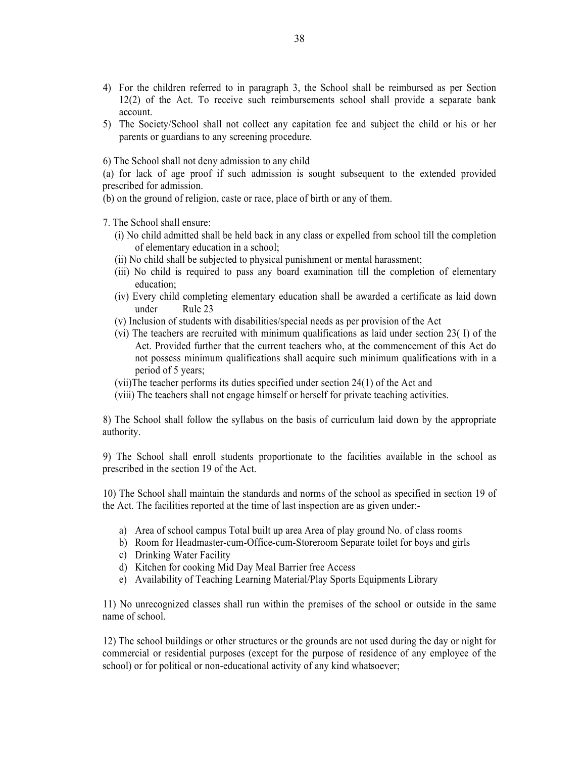4) For the children referred to in paragraph 3, the School shall be reimbursed as per Section 12(2) of the Act. To receive such reimbursements school shall provide a separate bank account.
5) The Society/School shall not collect any capitation fee and subject the child or his or her parents or guardians to any screening procedure.

6) The School shall not deny admission to any child

(a) for lack of age proof if such admission is sought subsequent to the extended provided prescribed for admission.

(b) on the ground of religion, caste or race, place of birth or any of them.

7. The School shall ensure:

(i) No child admitted shall be held back in any class or expelled from school till the completion of elementary education in a school;

(ii) No child shall be subjected to physical punishment or mental harassment;

(iii) No child is required to pass any board examination till the completion of elementary education;

(iv) Every child completing elementary education shall be awarded a certificate as laid down under Rule 23

(v) Inclusion of students with disabilities/special needs as per provision of the Act

(vi) The teachers are recruited with minimum qualifications as laid under section 23( I) of the Act. Provided further that the current teachers who, at the commencement of this Act do not possess minimum qualifications shall acquire such minimum qualifications with in a period of 5 years;

(vii)The teacher performs its duties specified under section 24(1) of the Act and

(viii) The teachers shall not engage himself or herself for private teaching activities.

8) The School shall follow the syllabus on the basis of curriculum laid down by the appropriate authority.

9) The School shall enroll students proportionate to the facilities available in the school as prescribed in the section 19 of the Act.

10) The School shall maintain the standards and norms of the school as specified in section 19 of the Act. The facilities reported at the time of last inspection are as given under:-

a) Area of school campus Total built up area Area of play ground No. of class rooms
b) Room for Headmaster-cum-Office-cum-Storeroom Separate toilet for boys and girls
c) Drinking Water Facility
d) Kitchen for cooking Mid Day Meal Barrier free Access
e) Availability of Teaching Learning Material/Play Sports Equipments Library

11) No unrecognized classes shall run within the premises of the school or outside in the same name of school.

12) The school buildings or other structures or the grounds are not used during the day or night for commercial or residential purposes (except for the purpose of residence of any employee of the school) or for political or non-educational activity of any kind whatsoever;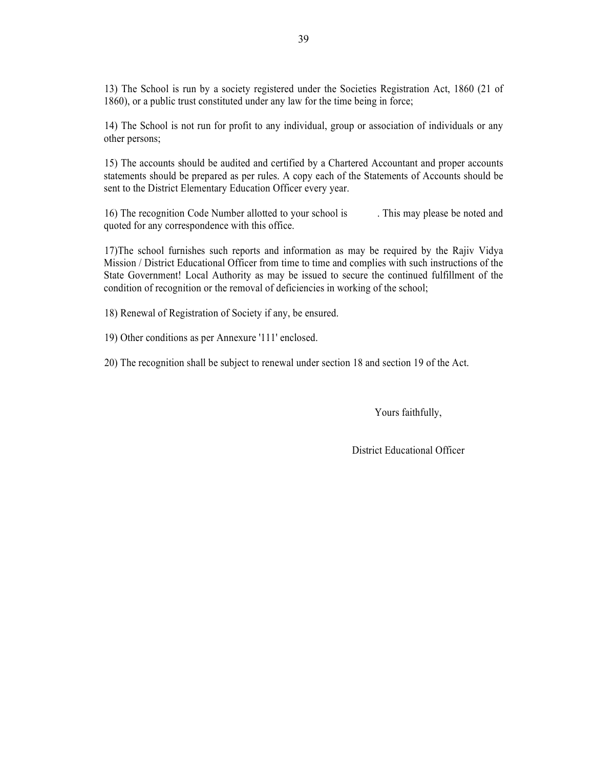13) The School is run by a society registered under the Societies Registration Act, 1860 (21 of 1860), or a public trust constituted under any law for the time being in force;

14) The School is not run for profit to any individual, group or association of individuals or any other persons;

15) The accounts should be audited and certified by a Chartered Accountant and proper accounts statements should be prepared as per rules. A copy each of the Statements of Accounts should be sent to the District Elementary Education Officer every year.

16) The recognition Code Number allotted to your school is        . This may please be noted and quoted for any correspondence with this office.

17)The school furnishes such reports and information as may be required by the Rajiv Vidya Mission / District Educational Officer from time to time and complies with such instructions of the State Government! Local Authority as may be issued to secure the continued fulfillment of the condition of recognition or the removal of deficiencies in working of the school;

18) Renewal of Registration of Society if any, be ensured.

19) Other conditions as per Annexure '111' enclosed.

20) The recognition shall be subject to renewal under section 18 and section 19 of the Act.

Yours faithfully,

District Educational Officer